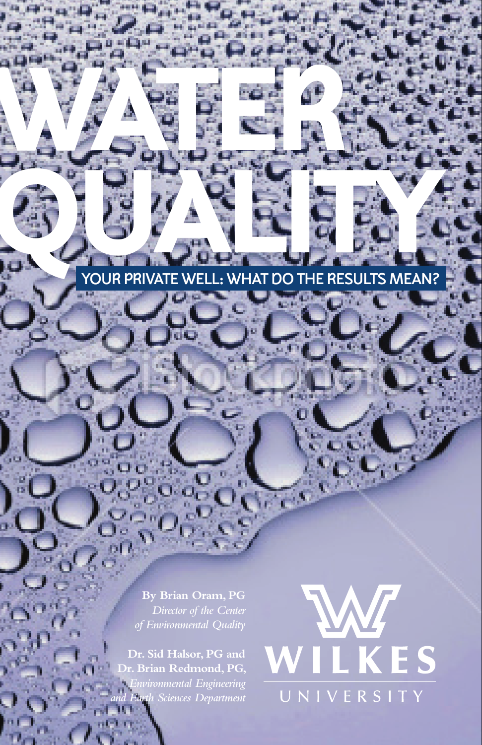# WATER QUALITY

## YOUR PRIVATE WELL: WHAT DO THE RESULTS MEAN?

**By Brian Oram, PG**
*Director of the Center of Environmental Quality*

**Dr. Sid Halsor, PG and Dr. Brian Redmond, PG,**
*Environmental Engineering and Earth Sciences Department*

WILKES UNIVERSITY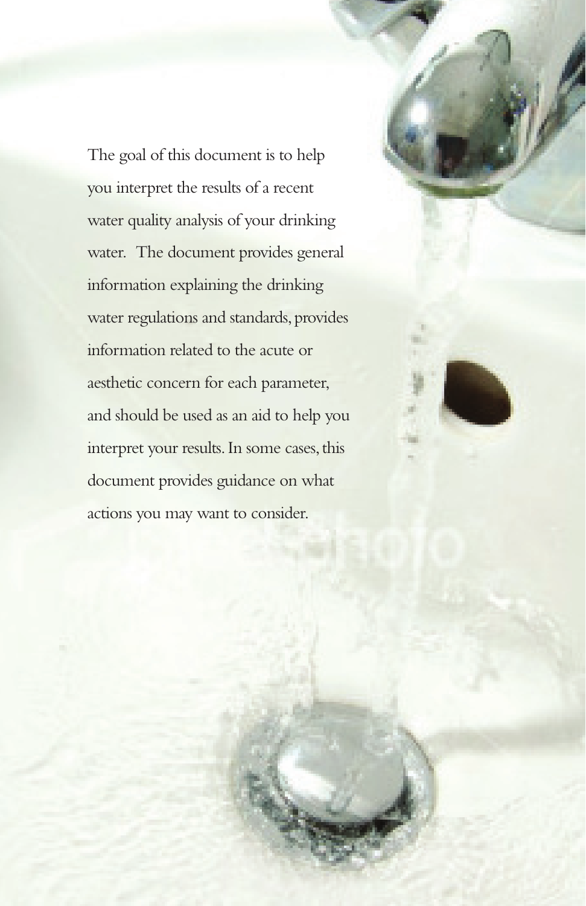The goal of this document is to help you interpret the results of a recent water quality analysis of your drinking water. The document provides general information explaining the drinking water regulations and standards, provides information related to the acute or aesthetic concern for each parameter, and should be used as an aid to help you interpret your results. In some cases, this document provides guidance on what actions you may want to consider.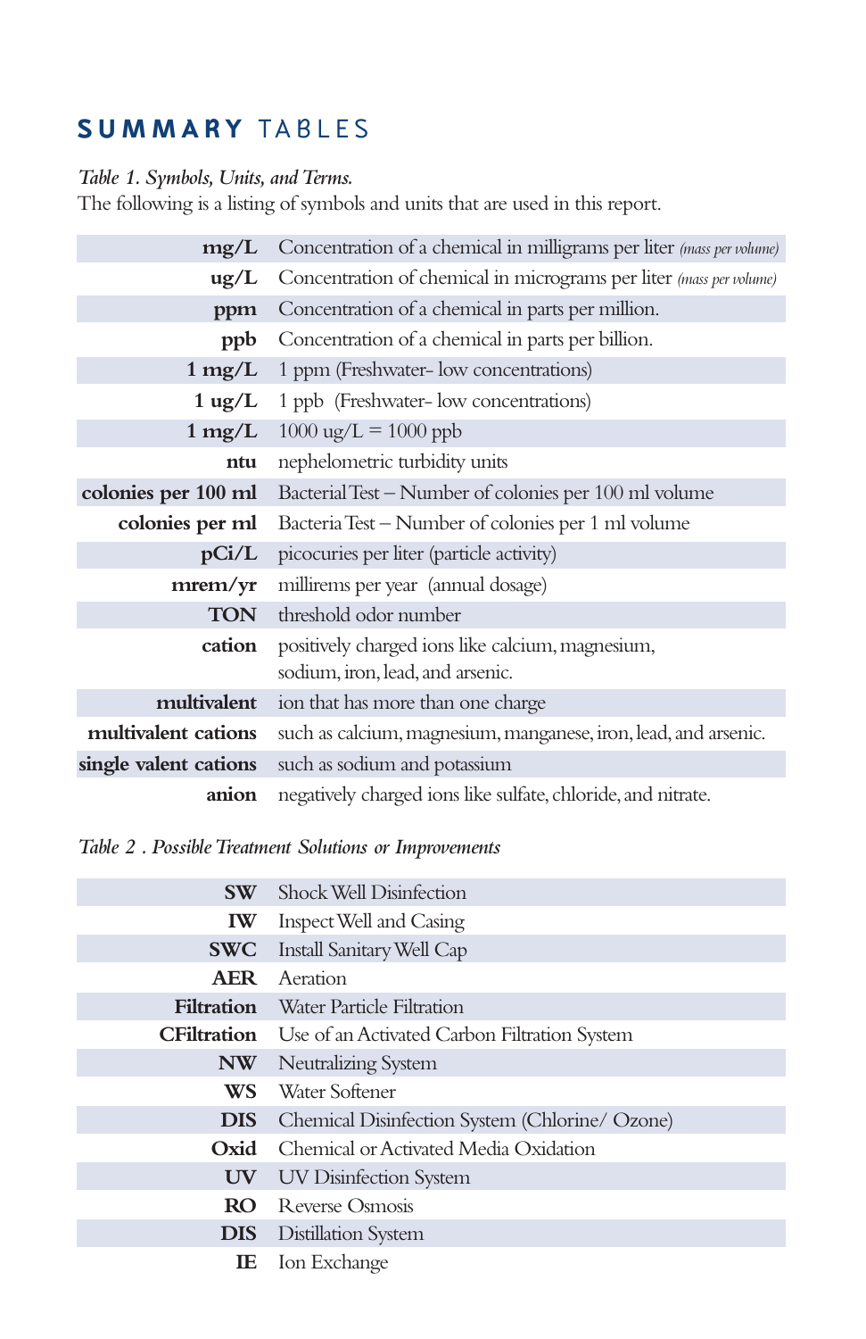# SUMMARY TABLES

*Table 1. Symbols, Units, and Terms.*
The following is a listing of symbols and units that are used in this report.

| | |
|---|---|
| **mg/L** | Concentration of a chemical in milligrams per liter *(mass per volume)* |
| **ug/L** | Concentration of chemical in micrograms per liter *(mass per volume)* |
| **ppm** | Concentration of a chemical in parts per million. |
| **ppb** | Concentration of a chemical in parts per billion. |
| **1 mg/L** | 1 ppm (Freshwater- low concentrations) |
| **1 ug/L** | 1 ppb (Freshwater- low concentrations) |
| **1 mg/L** | 1000 ug/L = 1000 ppb |
| **ntu** | nephelometric turbidity units |
| **colonies per 100 ml** | Bacterial Test – Number of colonies per 100 ml volume |
| **colonies per ml** | Bacteria Test – Number of colonies per 1 ml volume |
| **pCi/L** | picocuries per liter (particle activity) |
| **mrem/yr** | millirems per year (annual dosage) |
| **TON** | threshold odor number |
| **cation** | positively charged ions like calcium, magnesium, sodium, iron, lead, and arsenic. |
| **multivalent** | ion that has more than one charge |
| **multivalent cations** | such as calcium, magnesium, manganese, iron, lead, and arsenic. |
| **single valent cations** | such as sodium and potassium |
| **anion** | negatively charged ions like sulfate, chloride, and nitrate. |

*Table 2 . Possible Treatment Solutions or Improvements*

| | |
|---|---|
| **SW** | Shock Well Disinfection |
| **IW** | Inspect Well and Casing |
| **SWC** | Install Sanitary Well Cap |
| **AER** | Aeration |
| **Filtration** | Water Particle Filtration |
| **CFiltration** | Use of an Activated Carbon Filtration System |
| **NW** | Neutralizing System |
| **WS** | Water Softener |
| **DIS** | Chemical Disinfection System (Chlorine/ Ozone) |
| **Oxid** | Chemical or Activated Media Oxidation |
| **UV** | UV Disinfection System |
| **RO** | Reverse Osmosis |
| **DIS** | Distillation System |
| **IE** | Ion Exchange |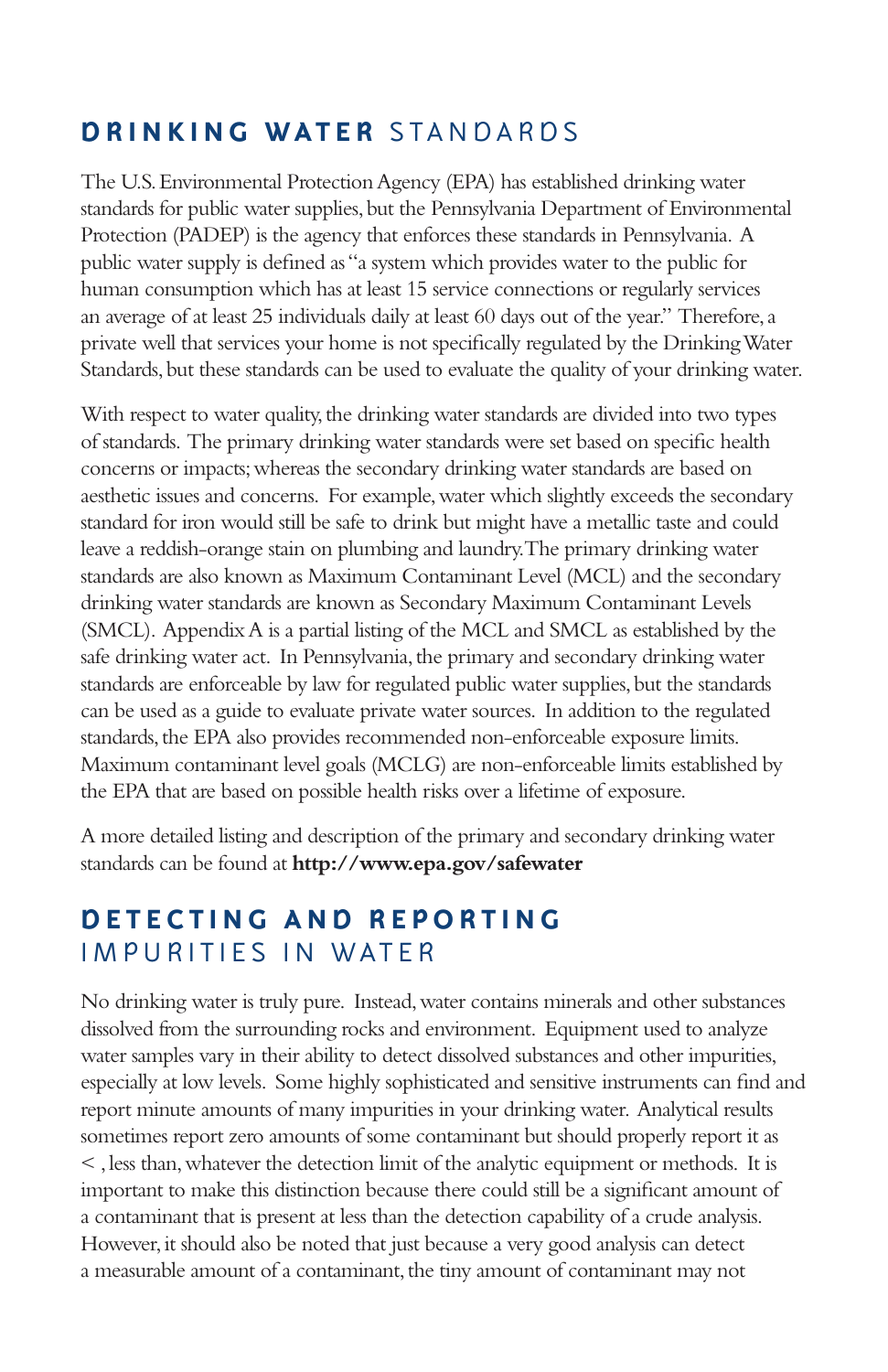## DRINKING WATER STANDARDS

The U.S. Environmental Protection Agency (EPA) has established drinking water standards for public water supplies, but the Pennsylvania Department of Environmental Protection (PADEP) is the agency that enforces these standards in Pennsylvania. A public water supply is defined as "a system which provides water to the public for human consumption which has at least 15 service connections or regularly services an average of at least 25 individuals daily at least 60 days out of the year." Therefore, a private well that services your home is not specifically regulated by the Drinking Water Standards, but these standards can be used to evaluate the quality of your drinking water.

With respect to water quality, the drinking water standards are divided into two types of standards. The primary drinking water standards were set based on specific health concerns or impacts; whereas the secondary drinking water standards are based on aesthetic issues and concerns. For example, water which slightly exceeds the secondary standard for iron would still be safe to drink but might have a metallic taste and could leave a reddish-orange stain on plumbing and laundry. The primary drinking water standards are also known as Maximum Contaminant Level (MCL) and the secondary drinking water standards are known as Secondary Maximum Contaminant Levels (SMCL). Appendix A is a partial listing of the MCL and SMCL as established by the safe drinking water act. In Pennsylvania, the primary and secondary drinking water standards are enforceable by law for regulated public water supplies, but the standards can be used as a guide to evaluate private water sources. In addition to the regulated standards, the EPA also provides recommended non-enforceable exposure limits. Maximum contaminant level goals (MCLG) are non-enforceable limits established by the EPA that are based on possible health risks over a lifetime of exposure.

A more detailed listing and description of the primary and secondary drinking water standards can be found at **http://www.epa.gov/safewater**

## DETECTING AND REPORTING IMPURITIES IN WATER

No drinking water is truly pure. Instead, water contains minerals and other substances dissolved from the surrounding rocks and environment. Equipment used to analyze water samples vary in their ability to detect dissolved substances and other impurities, especially at low levels. Some highly sophisticated and sensitive instruments can find and report minute amounts of many impurities in your drinking water. Analytical results sometimes report zero amounts of some contaminant but should properly report it as < , less than, whatever the detection limit of the analytic equipment or methods. It is important to make this distinction because there could still be a significant amount of a contaminant that is present at less than the detection capability of a crude analysis. However, it should also be noted that just because a very good analysis can detect a measurable amount of a contaminant, the tiny amount of contaminant may not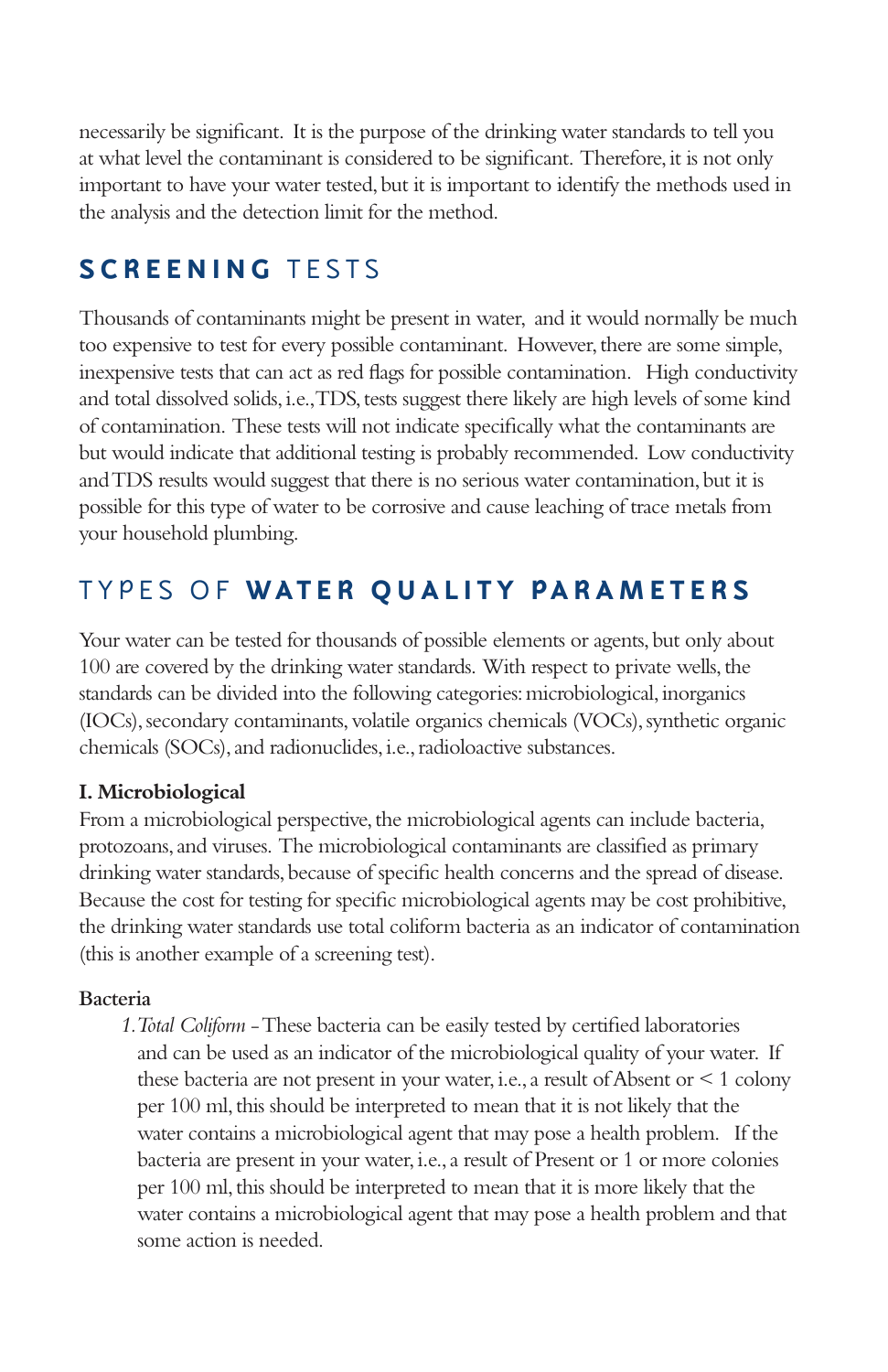necessarily be significant. It is the purpose of the drinking water standards to tell you at what level the contaminant is considered to be significant. Therefore, it is not only important to have your water tested, but it is important to identify the methods used in the analysis and the detection limit for the method.

## SCREENING TESTS

Thousands of contaminants might be present in water, and it would normally be much too expensive to test for every possible contaminant. However, there are some simple, inexpensive tests that can act as red flags for possible contamination. High conductivity and total dissolved solids, i.e., TDS, tests suggest there likely are high levels of some kind of contamination. These tests will not indicate specifically what the contaminants are but would indicate that additional testing is probably recommended. Low conductivity and TDS results would suggest that there is no serious water contamination, but it is possible for this type of water to be corrosive and cause leaching of trace metals from your household plumbing.

## TYPES OF WATER QUALITY PARAMETERS

Your water can be tested for thousands of possible elements or agents, but only about 100 are covered by the drinking water standards. With respect to private wells, the standards can be divided into the following categories: microbiological, inorganics (IOCs), secondary contaminants, volatile organics chemicals (VOCs), synthetic organic chemicals (SOCs), and radionuclides, i.e., radioloactive substances.

**I. Microbiological**

From a microbiological perspective, the microbiological agents can include bacteria, protozoans, and viruses. The microbiological contaminants are classified as primary drinking water standards, because of specific health concerns and the spread of disease. Because the cost for testing for specific microbiological agents may be cost prohibitive, the drinking water standards use total coliform bacteria as an indicator of contamination (this is another example of a screening test).

**Bacteria**

1. *Total Coliform* – These bacteria can be easily tested by certified laboratories and can be used as an indicator of the microbiological quality of your water. If these bacteria are not present in your water, i.e., a result of Absent or < 1 colony per 100 ml, this should be interpreted to mean that it is not likely that the water contains a microbiological agent that may pose a health problem. If the bacteria are present in your water, i.e., a result of Present or 1 or more colonies per 100 ml, this should be interpreted to mean that it is more likely that the water contains a microbiological agent that may pose a health problem and that some action is needed.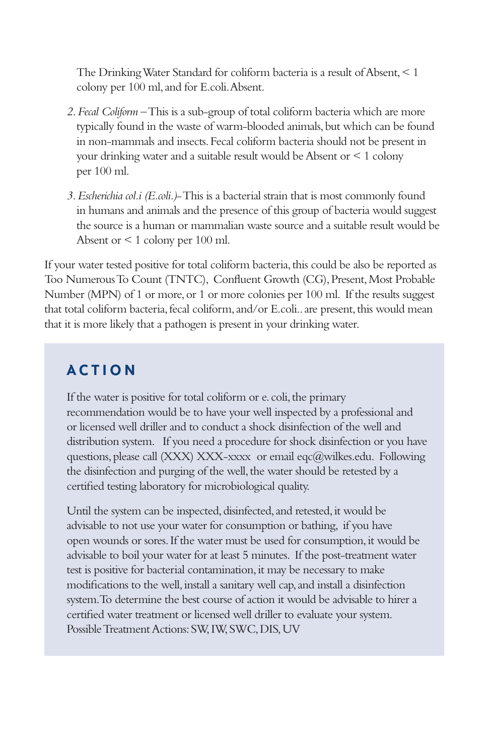The Drinking Water Standard for coliform bacteria is a result of Absent, < 1 colony per 100 ml, and for E.coli. Absent.

2. *Fecal Coliform* – This is a sub-group of total coliform bacteria which are more typically found in the waste of warm-blooded animals, but which can be found in non-mammals and insects. Fecal coliform bacteria should not be present in your drinking water and a suitable result would be Absent or < 1 colony per 100 ml.

3. *Escherichia col.i (E.coli.)*– This is a bacterial strain that is most commonly found in humans and animals and the presence of this group of bacteria would suggest the source is a human or mammalian waste source and a suitable result would be Absent or < 1 colony per 100 ml.

If your water tested positive for total coliform bacteria, this could be also be reported as Too Numerous To Count (TNTC), Confluent Growth (CG), Present, Most Probable Number (MPN) of 1 or more, or 1 or more colonies per 100 ml. If the results suggest that total coliform bacteria, fecal coliform, and/or E.coli.. are present, this would mean that it is more likely that a pathogen is present in your drinking water.

## ACTION

If the water is positive for total coliform or e. coli, the primary recommendation would be to have your well inspected by a professional and or licensed well driller and to conduct a shock disinfection of the well and distribution system. If you need a procedure for shock disinfection or you have questions, please call (XXX) XXX-xxxx or email eqc@wilkes.edu. Following the disinfection and purging of the well, the water should be retested by a certified testing laboratory for microbiological quality.

Until the system can be inspected, disinfected, and retested, it would be advisable to not use your water for consumption or bathing, if you have open wounds or sores. If the water must be used for consumption, it would be advisable to boil your water for at least 5 minutes. If the post-treatment water test is positive for bacterial contamination, it may be necessary to make modifications to the well, install a sanitary well cap, and install a disinfection system. To determine the best course of action it would be advisable to hirer a certified water treatment or licensed well driller to evaluate your system. Possible Treatment Actions: SW, IW, SWC, DIS, UV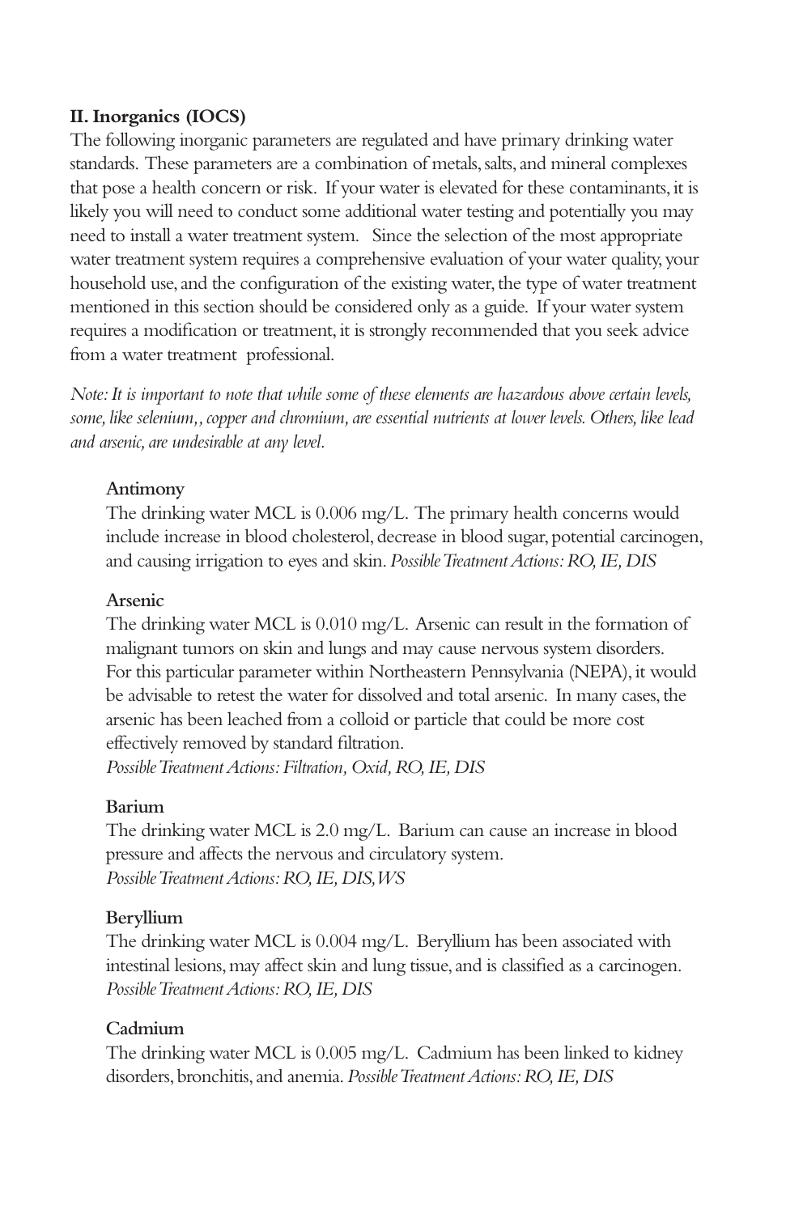## II. Inorganics (IOCS)

The following inorganic parameters are regulated and have primary drinking water standards. These parameters are a combination of metals, salts, and mineral complexes that pose a health concern or risk. If your water is elevated for these contaminants, it is likely you will need to conduct some additional water testing and potentially you may need to install a water treatment system. Since the selection of the most appropriate water treatment system requires a comprehensive evaluation of your water quality, your household use, and the configuration of the existing water, the type of water treatment mentioned in this section should be considered only as a guide. If your water system requires a modification or treatment, it is strongly recommended that you seek advice from a water treatment professional.

*Note: It is important to note that while some of these elements are hazardous above certain levels, some, like selenium,, copper and chromium, are essential nutrients at lower levels. Others, like lead and arsenic, are undesirable at any level.*

### Antimony

The drinking water MCL is 0.006 mg/L. The primary health concerns would include increase in blood cholesterol, decrease in blood sugar, potential carcinogen, and causing irrigation to eyes and skin. *Possible Treatment Actions: RO, IE, DIS*

### Arsenic

The drinking water MCL is 0.010 mg/L. Arsenic can result in the formation of malignant tumors on skin and lungs and may cause nervous system disorders. For this particular parameter within Northeastern Pennsylvania (NEPA), it would be advisable to retest the water for dissolved and total arsenic. In many cases, the arsenic has been leached from a colloid or particle that could be more cost effectively removed by standard filtration.
*Possible Treatment Actions: Filtration, Oxid, RO, IE, DIS*

### Barium

The drinking water MCL is 2.0 mg/L. Barium can cause an increase in blood pressure and affects the nervous and circulatory system.
*Possible Treatment Actions: RO, IE, DIS, WS*

### Beryllium

The drinking water MCL is 0.004 mg/L. Beryllium has been associated with intestinal lesions, may affect skin and lung tissue, and is classified as a carcinogen.
*Possible Treatment Actions: RO, IE, DIS*

### Cadmium

The drinking water MCL is 0.005 mg/L. Cadmium has been linked to kidney disorders, bronchitis, and anemia. *Possible Treatment Actions: RO, IE, DIS*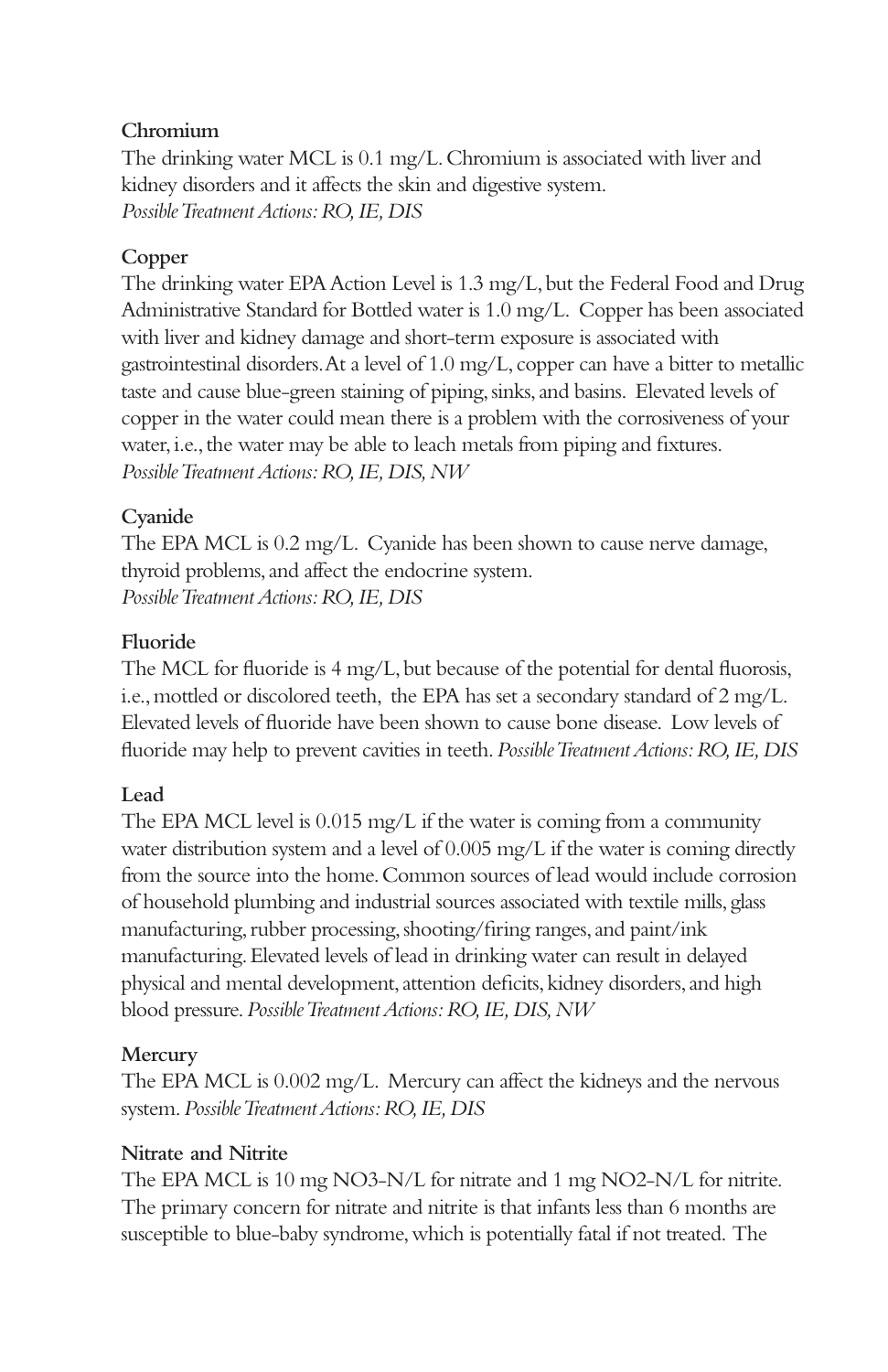**Chromium**

The drinking water MCL is 0.1 mg/L. Chromium is associated with liver and kidney disorders and it affects the skin and digestive system.
*Possible Treatment Actions: RO, IE, DIS*

**Copper**

The drinking water EPA Action Level is 1.3 mg/L, but the Federal Food and Drug Administrative Standard for Bottled water is 1.0 mg/L. Copper has been associated with liver and kidney damage and short-term exposure is associated with gastrointestinal disorders. At a level of 1.0 mg/L, copper can have a bitter to metallic taste and cause blue-green staining of piping, sinks, and basins. Elevated levels of copper in the water could mean there is a problem with the corrosiveness of your water, i.e., the water may be able to leach metals from piping and fixtures.
*Possible Treatment Actions: RO, IE, DIS, NW*

**Cyanide**

The EPA MCL is 0.2 mg/L. Cyanide has been shown to cause nerve damage, thyroid problems, and affect the endocrine system.
*Possible Treatment Actions: RO, IE, DIS*

**Fluoride**

The MCL for fluoride is 4 mg/L, but because of the potential for dental fluorosis, i.e., mottled or discolored teeth, the EPA has set a secondary standard of 2 mg/L. Elevated levels of fluoride have been shown to cause bone disease. Low levels of fluoride may help to prevent cavities in teeth. *Possible Treatment Actions: RO, IE, DIS*

**Lead**

The EPA MCL level is 0.015 mg/L if the water is coming from a community water distribution system and a level of 0.005 mg/L if the water is coming directly from the source into the home. Common sources of lead would include corrosion of household plumbing and industrial sources associated with textile mills, glass manufacturing, rubber processing, shooting/firing ranges, and paint/ink manufacturing. Elevated levels of lead in drinking water can result in delayed physical and mental development, attention deficits, kidney disorders, and high blood pressure. *Possible Treatment Actions: RO, IE, DIS, NW*

**Mercury**

The EPA MCL is 0.002 mg/L. Mercury can affect the kidneys and the nervous system. *Possible Treatment Actions: RO, IE, DIS*

**Nitrate and Nitrite**

The EPA MCL is 10 mg $NO_3$-N/L for nitrate and 1 mg $NO_2$-N/L for nitrite. The primary concern for nitrate and nitrite is that infants less than 6 months are susceptible to blue-baby syndrome, which is potentially fatal if not treated. The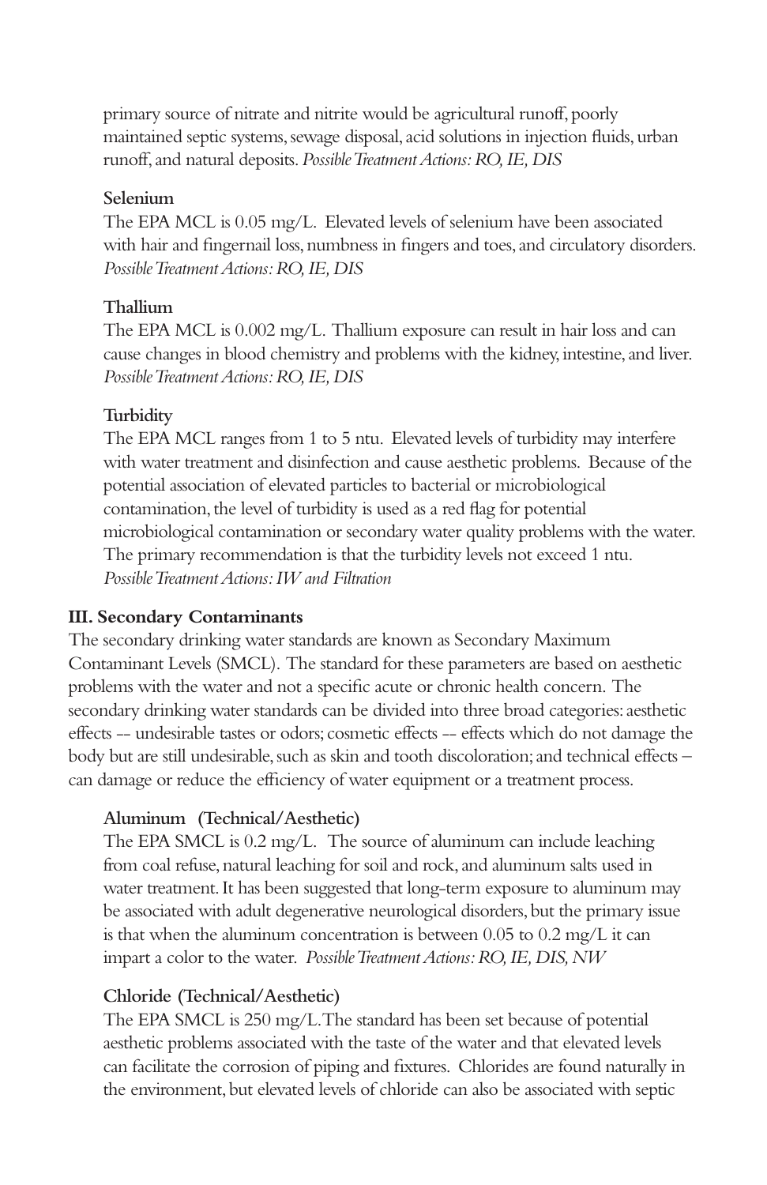primary source of nitrate and nitrite would be agricultural runoff, poorly maintained septic systems, sewage disposal, acid solutions in injection fluids, urban runoff, and natural deposits. *Possible Treatment Actions: RO, IE, DIS*

**Selenium**

The EPA MCL is 0.05 mg/L. Elevated levels of selenium have been associated with hair and fingernail loss, numbness in fingers and toes, and circulatory disorders. *Possible Treatment Actions: RO, IE, DIS*

**Thallium**

The EPA MCL is 0.002 mg/L. Thallium exposure can result in hair loss and can cause changes in blood chemistry and problems with the kidney, intestine, and liver. *Possible Treatment Actions: RO, IE, DIS*

**Turbidity**

The EPA MCL ranges from 1 to 5 ntu. Elevated levels of turbidity may interfere with water treatment and disinfection and cause aesthetic problems. Because of the potential association of elevated particles to bacterial or microbiological contamination, the level of turbidity is used as a red flag for potential microbiological contamination or secondary water quality problems with the water. The primary recommendation is that the turbidity levels not exceed 1 ntu. *Possible Treatment Actions: IW and Filtration*

## III. Secondary Contaminants

The secondary drinking water standards are known as Secondary Maximum Contaminant Levels (SMCL). The standard for these parameters are based on aesthetic problems with the water and not a specific acute or chronic health concern. The secondary drinking water standards can be divided into three broad categories: aesthetic effects -- undesirable tastes or odors; cosmetic effects -- effects which do not damage the body but are still undesirable, such as skin and tooth discoloration; and technical effects – can damage or reduce the efficiency of water equipment or a treatment process.

**Aluminum (Technical/Aesthetic)**

The EPA SMCL is 0.2 mg/L. The source of aluminum can include leaching from coal refuse, natural leaching for soil and rock, and aluminum salts used in water treatment. It has been suggested that long-term exposure to aluminum may be associated with adult degenerative neurological disorders, but the primary issue is that when the aluminum concentration is between 0.05 to 0.2 mg/L it can impart a color to the water. *Possible Treatment Actions: RO, IE, DIS, NW*

**Chloride (Technical/Aesthetic)**

The EPA SMCL is 250 mg/L. The standard has been set because of potential aesthetic problems associated with the taste of the water and that elevated levels can facilitate the corrosion of piping and fixtures. Chlorides are found naturally in the environment, but elevated levels of chloride can also be associated with septic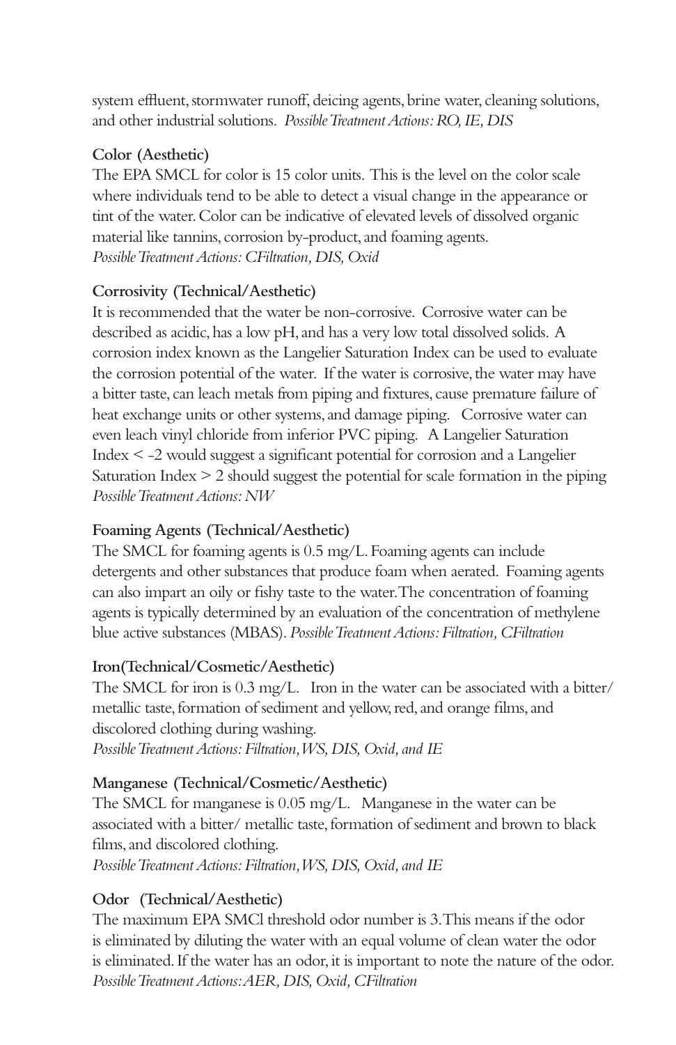system effluent, stormwater runoff, deicing agents, brine water, cleaning solutions, and other industrial solutions. *Possible Treatment Actions: RO, IE, DIS*

**Color (Aesthetic)**

The EPA SMCL for color is 15 color units. This is the level on the color scale where individuals tend to be able to detect a visual change in the appearance or tint of the water. Color can be indicative of elevated levels of dissolved organic material like tannins, corrosion by-product, and foaming agents.
*Possible Treatment Actions: CFiltration, DIS, Oxid*

**Corrosivity (Technical/Aesthetic)**

It is recommended that the water be non-corrosive. Corrosive water can be described as acidic, has a low pH, and has a very low total dissolved solids. A corrosion index known as the Langelier Saturation Index can be used to evaluate the corrosion potential of the water. If the water is corrosive, the water may have a bitter taste, can leach metals from piping and fixtures, cause premature failure of heat exchange units or other systems, and damage piping. Corrosive water can even leach vinyl chloride from inferior PVC piping. A Langelier Saturation Index $< -2$ would suggest a significant potential for corrosion and a Langelier Saturation Index $> 2$ should suggest the potential for scale formation in the piping
*Possible Treatment Actions: NW*

**Foaming Agents (Technical/Aesthetic)**

The SMCL for foaming agents is 0.5 mg/L. Foaming agents can include detergents and other substances that produce foam when aerated. Foaming agents can also impart an oily or fishy taste to the water. The concentration of foaming agents is typically determined by an evaluation of the concentration of methylene blue active substances (MBAS). *Possible Treatment Actions: Filtration, CFiltration*

**Iron(Technical/Cosmetic/Aesthetic)**

The SMCL for iron is 0.3 mg/L. Iron in the water can be associated with a bitter/ metallic taste, formation of sediment and yellow, red, and orange films, and discolored clothing during washing.
*Possible Treatment Actions: Filtration, WS, DIS, Oxid, and IE*

**Manganese (Technical/Cosmetic/Aesthetic)**

The SMCL for manganese is 0.05 mg/L. Manganese in the water can be associated with a bitter/ metallic taste, formation of sediment and brown to black films, and discolored clothing.
*Possible Treatment Actions: Filtration, WS, DIS, Oxid, and IE*

**Odor (Technical/Aesthetic)**

The maximum EPA SMCl threshold odor number is 3. This means if the odor is eliminated by diluting the water with an equal volume of clean water the odor is eliminated. If the water has an odor, it is important to note the nature of the odor.
*Possible Treatment Actions: AER, DIS, Oxid, CFiltration*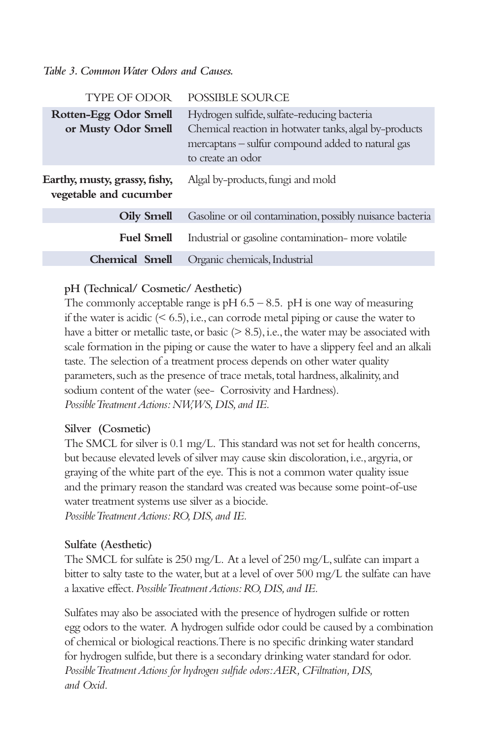*Table 3. Common Water Odors and Causes.*

| TYPE OF ODOR | POSSIBLE SOURCE |
|---|---|
| **Rotten-Egg Odor Smell or Musty Odor Smell** | Hydrogen sulfide, sulfate-reducing bacteria Chemical reaction in hotwater tanks, algal by-products mercaptans – sulfur compound added to natural gas to create an odor |
| **Earthy, musty, grassy, fishy, vegetable and cucumber** | Algal by-products, fungi and mold |
| **Oily Smell** | Gasoline or oil contamination, possibly nuisance bacteria |
| **Fuel Smell** | Industrial or gasoline contamination- more volatile |
| **Chemical Smell** | Organic chemicals, Industrial |

**pH (Technical/ Cosmetic/ Aesthetic)**

The commonly acceptable range is pH 6.5 – 8.5. pH is one way of measuring if the water is acidic (< 6.5), i.e., can corrode metal piping or cause the water to have a bitter or metallic taste, or basic (> 8.5), i.e., the water may be associated with scale formation in the piping or cause the water to have a slippery feel and an alkali taste. The selection of a treatment process depends on other water quality parameters, such as the presence of trace metals, total hardness, alkalinity, and sodium content of the water (see- Corrosivity and Hardness).
*Possible Treatment Actions: NW, WS, DIS, and IE.*

**Silver (Cosmetic)**

The SMCL for silver is 0.1 mg/L. This standard was not set for health concerns, but because elevated levels of silver may cause skin discoloration, i.e., argyria, or graying of the white part of the eye. This is not a common water quality issue and the primary reason the standard was created was because some point-of-use water treatment systems use silver as a biocide.
*Possible Treatment Actions: RO, DIS, and IE.*

**Sulfate (Aesthetic)**

The SMCL for sulfate is 250 mg/L. At a level of 250 mg/L, sulfate can impart a bitter to salty taste to the water, but at a level of over 500 mg/L the sulfate can have a laxative effect. *Possible Treatment Actions: RO, DIS, and IE.*

Sulfates may also be associated with the presence of hydrogen sulfide or rotten egg odors to the water. A hydrogen sulfide odor could be caused by a combination of chemical or biological reactions. There is no specific drinking water standard for hydrogen sulfide, but there is a secondary drinking water standard for odor.
*Possible Treatment Actions for hydrogen sulfide odors: AER, CFiltration, DIS, and Oxid.*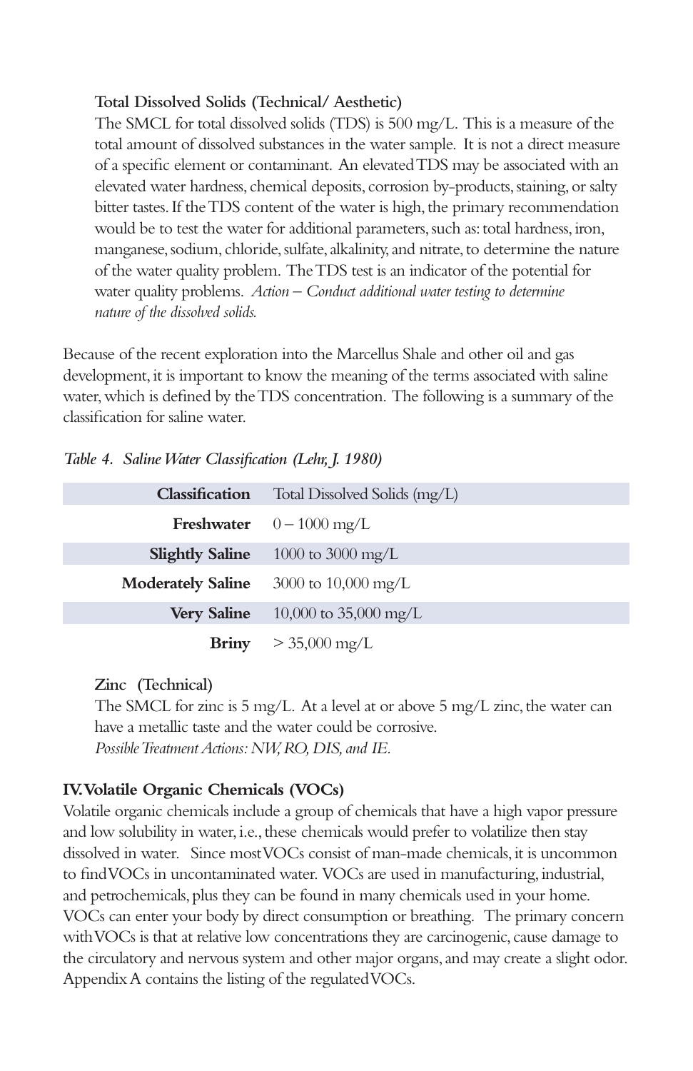**Total Dissolved Solids (Technical/ Aesthetic)**

The SMCL for total dissolved solids (TDS) is 500 mg/L. This is a measure of the total amount of dissolved substances in the water sample. It is not a direct measure of a specific element or contaminant. An elevated TDS may be associated with an elevated water hardness, chemical deposits, corrosion by-products, staining, or salty bitter tastes. If the TDS content of the water is high, the primary recommendation would be to test the water for additional parameters, such as: total hardness, iron, manganese, sodium, chloride, sulfate, alkalinity, and nitrate, to determine the nature of the water quality problem. The TDS test is an indicator of the potential for water quality problems. *Action – Conduct additional water testing to determine nature of the dissolved solids.*

Because of the recent exploration into the Marcellus Shale and other oil and gas development, it is important to know the meaning of the terms associated with saline water, which is defined by the TDS concentration. The following is a summary of the classification for saline water.

*Table 4. Saline Water Classification (Lehr, J. 1980)*

| Classification | Total Dissolved Solids (mg/L) |
|---|---|
| **Freshwater** | 0 – 1000 mg/L |
| **Slightly Saline** | 1000 to 3000 mg/L |
| **Moderately Saline** | 3000 to 10,000 mg/L |
| **Very Saline** | 10,000 to 35,000 mg/L |
| **Briny** | > 35,000 mg/L |

**Zinc (Technical)**

The SMCL for zinc is 5 mg/L. At a level at or above 5 mg/L zinc, the water can have a metallic taste and the water could be corrosive.
*Possible Treatment Actions: NW, RO, DIS, and IE.*

## IV. Volatile Organic Chemicals (VOCs)

Volatile organic chemicals include a group of chemicals that have a high vapor pressure and low solubility in water, i.e., these chemicals would prefer to volatilize then stay dissolved in water. Since most VOCs consist of man-made chemicals, it is uncommon to find VOCs in uncontaminated water. VOCs are used in manufacturing, industrial, and petrochemicals, plus they can be found in many chemicals used in your home. VOCs can enter your body by direct consumption or breathing. The primary concern with VOCs is that at relative low concentrations they are carcinogenic, cause damage to the circulatory and nervous system and other major organs, and may create a slight odor. Appendix A contains the listing of the regulated VOCs.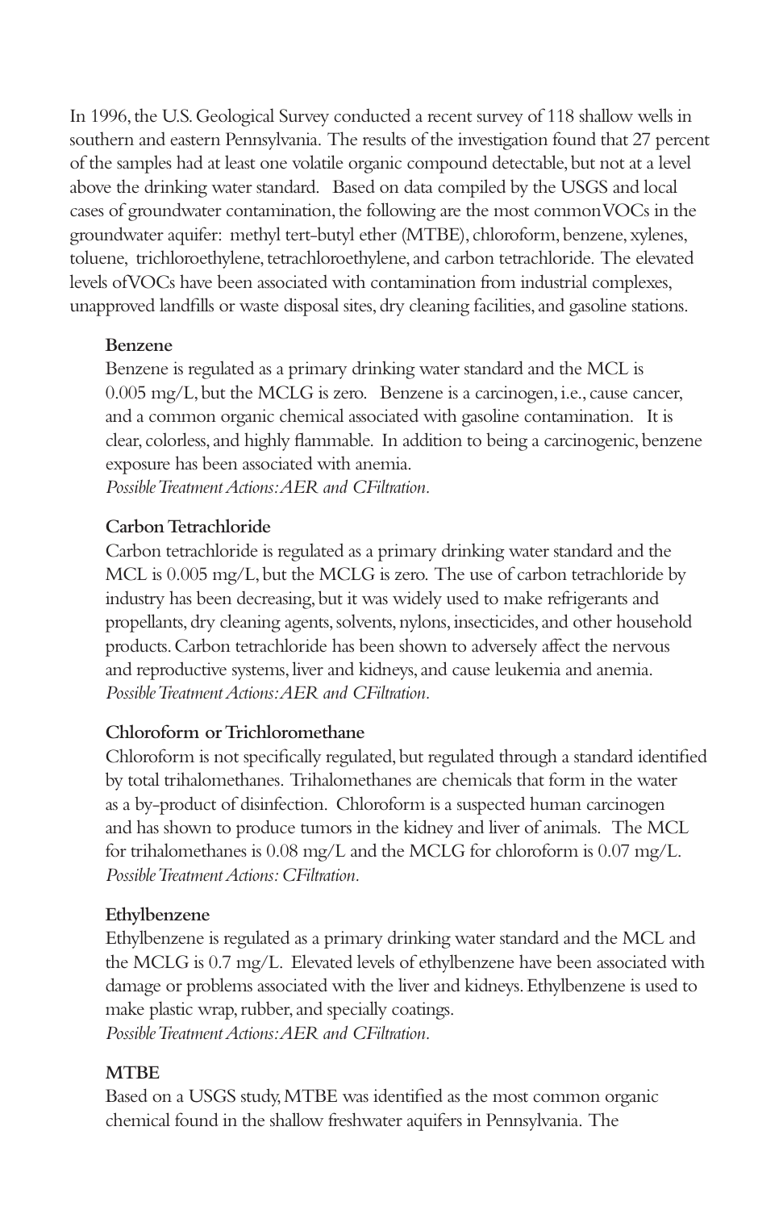In 1996, the U.S. Geological Survey conducted a recent survey of 118 shallow wells in southern and eastern Pennsylvania. The results of the investigation found that 27 percent of the samples had at least one volatile organic compound detectable, but not at a level above the drinking water standard. Based on data compiled by the USGS and local cases of groundwater contamination, the following are the most common VOCs in the groundwater aquifer: methyl tert-butyl ether (MTBE), chloroform, benzene, xylenes, toluene, trichloroethylene, tetrachloroethylene, and carbon tetrachloride. The elevated levels of VOCs have been associated with contamination from industrial complexes, unapproved landfills or waste disposal sites, dry cleaning facilities, and gasoline stations.

**Benzene**

Benzene is regulated as a primary drinking water standard and the MCL is 0.005 mg/L, but the MCLG is zero. Benzene is a carcinogen, i.e., cause cancer, and a common organic chemical associated with gasoline contamination. It is clear, colorless, and highly flammable. In addition to being a carcinogenic, benzene exposure has been associated with anemia.

*Possible Treatment Actions: AER and CFiltration.*

**Carbon Tetrachloride**

Carbon tetrachloride is regulated as a primary drinking water standard and the MCL is 0.005 mg/L, but the MCLG is zero. The use of carbon tetrachloride by industry has been decreasing, but it was widely used to make refrigerants and propellants, dry cleaning agents, solvents, nylons, insecticides, and other household products. Carbon tetrachloride has been shown to adversely affect the nervous and reproductive systems, liver and kidneys, and cause leukemia and anemia.

*Possible Treatment Actions: AER and CFiltration.*

**Chloroform or Trichloromethane**

Chloroform is not specifically regulated, but regulated through a standard identified by total trihalomethanes. Trihalomethanes are chemicals that form in the water as a by-product of disinfection. Chloroform is a suspected human carcinogen and has shown to produce tumors in the kidney and liver of animals. The MCL for trihalomethanes is 0.08 mg/L and the MCLG for chloroform is 0.07 mg/L.

*Possible Treatment Actions: CFiltration.*

**Ethylbenzene**

Ethylbenzene is regulated as a primary drinking water standard and the MCL and the MCLG is 0.7 mg/L. Elevated levels of ethylbenzene have been associated with damage or problems associated with the liver and kidneys. Ethylbenzene is used to make plastic wrap, rubber, and specially coatings.

*Possible Treatment Actions: AER and CFiltration.*

**MTBE**

Based on a USGS study, MTBE was identified as the most common organic chemical found in the shallow freshwater aquifers in Pennsylvania. The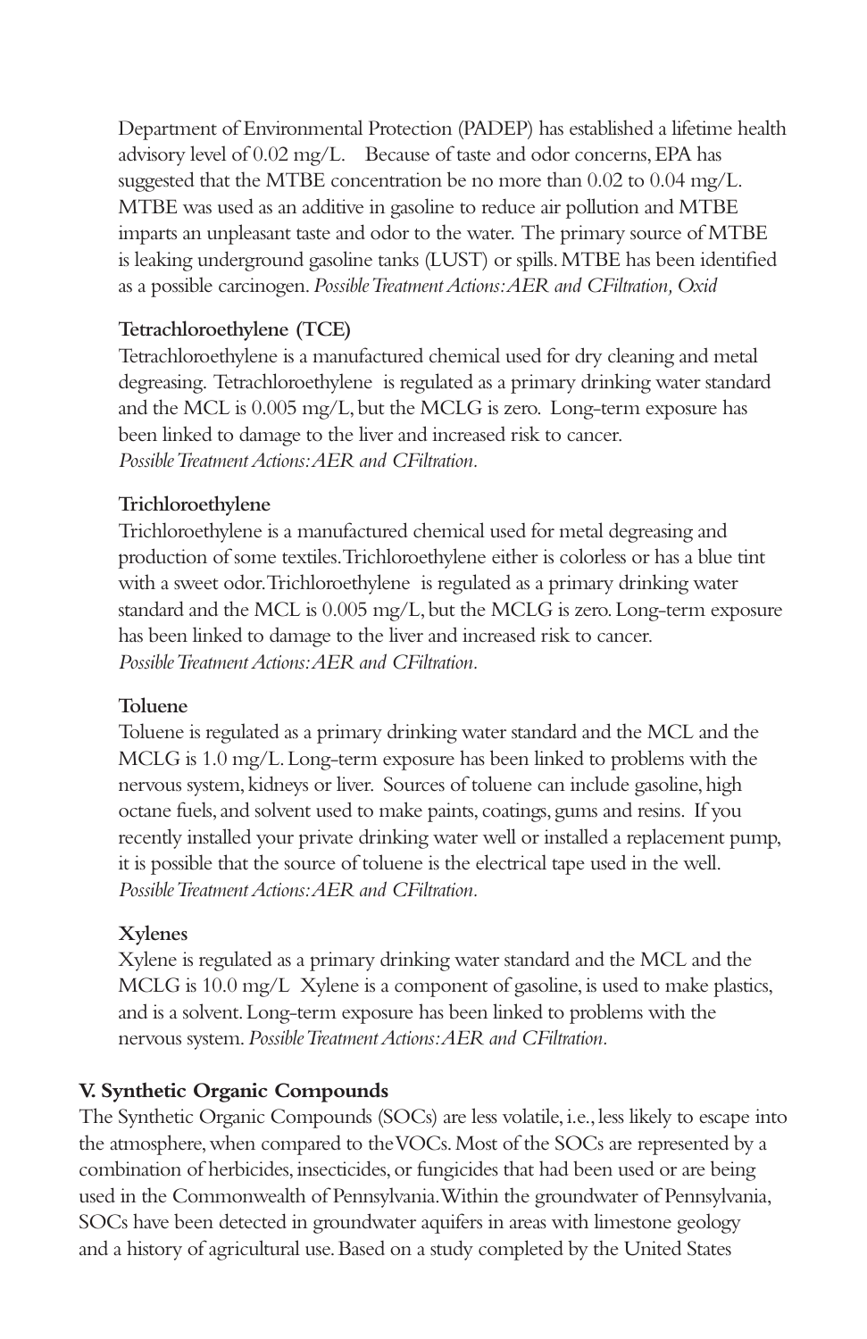Department of Environmental Protection (PADEP) has established a lifetime health advisory level of 0.02 mg/L. Because of taste and odor concerns, EPA has suggested that the MTBE concentration be no more than 0.02 to 0.04 mg/L. MTBE was used as an additive in gasoline to reduce air pollution and MTBE imparts an unpleasant taste and odor to the water. The primary source of MTBE is leaking underground gasoline tanks (LUST) or spills. MTBE has been identified as a possible carcinogen. *Possible Treatment Actions: AER and CFiltration, Oxid*

**Tetrachloroethylene (TCE)**
Tetrachloroethylene is a manufactured chemical used for dry cleaning and metal degreasing. Tetrachloroethylene is regulated as a primary drinking water standard and the MCL is 0.005 mg/L, but the MCLG is zero. Long-term exposure has been linked to damage to the liver and increased risk to cancer.
*Possible Treatment Actions: AER and CFiltration.*

**Trichloroethylene**
Trichloroethylene is a manufactured chemical used for metal degreasing and production of some textiles. Trichloroethylene either is colorless or has a blue tint with a sweet odor. Trichloroethylene is regulated as a primary drinking water standard and the MCL is 0.005 mg/L, but the MCLG is zero. Long-term exposure has been linked to damage to the liver and increased risk to cancer.
*Possible Treatment Actions: AER and CFiltration.*

**Toluene**
Toluene is regulated as a primary drinking water standard and the MCL and the MCLG is 1.0 mg/L. Long-term exposure has been linked to problems with the nervous system, kidneys or liver. Sources of toluene can include gasoline, high octane fuels, and solvent used to make paints, coatings, gums and resins. If you recently installed your private drinking water well or installed a replacement pump, it is possible that the source of toluene is the electrical tape used in the well.
*Possible Treatment Actions: AER and CFiltration.*

**Xylenes**
Xylene is regulated as a primary drinking water standard and the MCL and the MCLG is 10.0 mg/L Xylene is a component of gasoline, is used to make plastics, and is a solvent. Long-term exposure has been linked to problems with the nervous system. *Possible Treatment Actions: AER and CFiltration.*

## V. Synthetic Organic Compounds

The Synthetic Organic Compounds (SOCs) are less volatile, i.e., less likely to escape into the atmosphere, when compared to the VOCs. Most of the SOCs are represented by a combination of herbicides, insecticides, or fungicides that had been used or are being used in the Commonwealth of Pennsylvania. Within the groundwater of Pennsylvania, SOCs have been detected in groundwater aquifers in areas with limestone geology and a history of agricultural use. Based on a study completed by the United States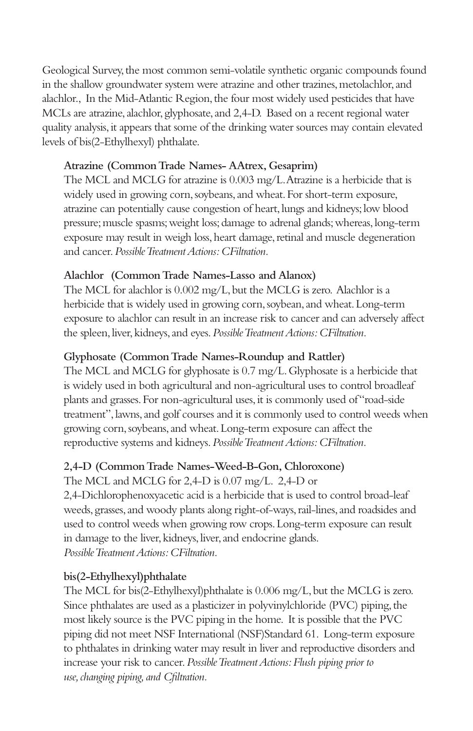Geological Survey, the most common semi-volatile synthetic organic compounds found in the shallow groundwater system were atrazine and other trazines, metolachlor, and alachlor., In the Mid-Atlantic Region, the four most widely used pesticides that have MCLs are atrazine, alachlor, glyphosate, and 2,4-D. Based on a recent regional water quality analysis, it appears that some of the drinking water sources may contain elevated levels of bis(2-Ethylhexyl) phthalate.

**Atrazine (Common Trade Names- AAtrex, Gesaprim)**
The MCL and MCLG for atrazine is 0.003 mg/L. Atrazine is a herbicide that is widely used in growing corn, soybeans, and wheat. For short-term exposure, atrazine can potentially cause congestion of heart, lungs and kidneys; low blood pressure; muscle spasms; weight loss; damage to adrenal glands; whereas, long-term exposure may result in weigh loss, heart damage, retinal and muscle degeneration and cancer. *Possible Treatment Actions: CFiltration.*

**Alachlor (Common Trade Names-Lasso and Alanox)**
The MCL for alachlor is 0.002 mg/L, but the MCLG is zero. Alachlor is a herbicide that is widely used in growing corn, soybean, and wheat. Long-term exposure to alachlor can result in an increase risk to cancer and can adversely affect the spleen, liver, kidneys, and eyes. *Possible Treatment Actions: CFiltration.*

**Glyphosate (Common Trade Names-Roundup and Rattler)**
The MCL and MCLG for glyphosate is 0.7 mg/L. Glyphosate is a herbicide that is widely used in both agricultural and non-agricultural uses to control broadleaf plants and grasses. For non-agricultural uses, it is commonly used of "road-side treatment", lawns, and golf courses and it is commonly used to control weeds when growing corn, soybeans, and wheat. Long-term exposure can affect the reproductive systems and kidneys. *Possible Treatment Actions: CFiltration.*

**2,4-D (Common Trade Names-Weed-B-Gon, Chloroxone)**
The MCL and MCLG for 2,4-D is 0.07 mg/L. 2,4-D or 2,4-Dichlorophenoxyacetic acid is a herbicide that is used to control broad-leaf weeds, grasses, and woody plants along right-of-ways, rail-lines, and roadsides and used to control weeds when growing row crops. Long-term exposure can result in damage to the liver, kidneys, liver, and endocrine glands.
*Possible Treatment Actions: CFiltration.*

**bis(2-Ethylhexyl)phthalate**
The MCL for bis(2-Ethylhexyl)phthalate is 0.006 mg/L, but the MCLG is zero. Since phthalates are used as a plasticizer in polyvinylchloride (PVC) piping, the most likely source is the PVC piping in the home. It is possible that the PVC piping did not meet NSF International (NSF)Standard 61. Long-term exposure to phthalates in drinking water may result in liver and reproductive disorders and increase your risk to cancer. *Possible Treatment Actions: Flush piping prior to use, changing piping, and Cfiltration.*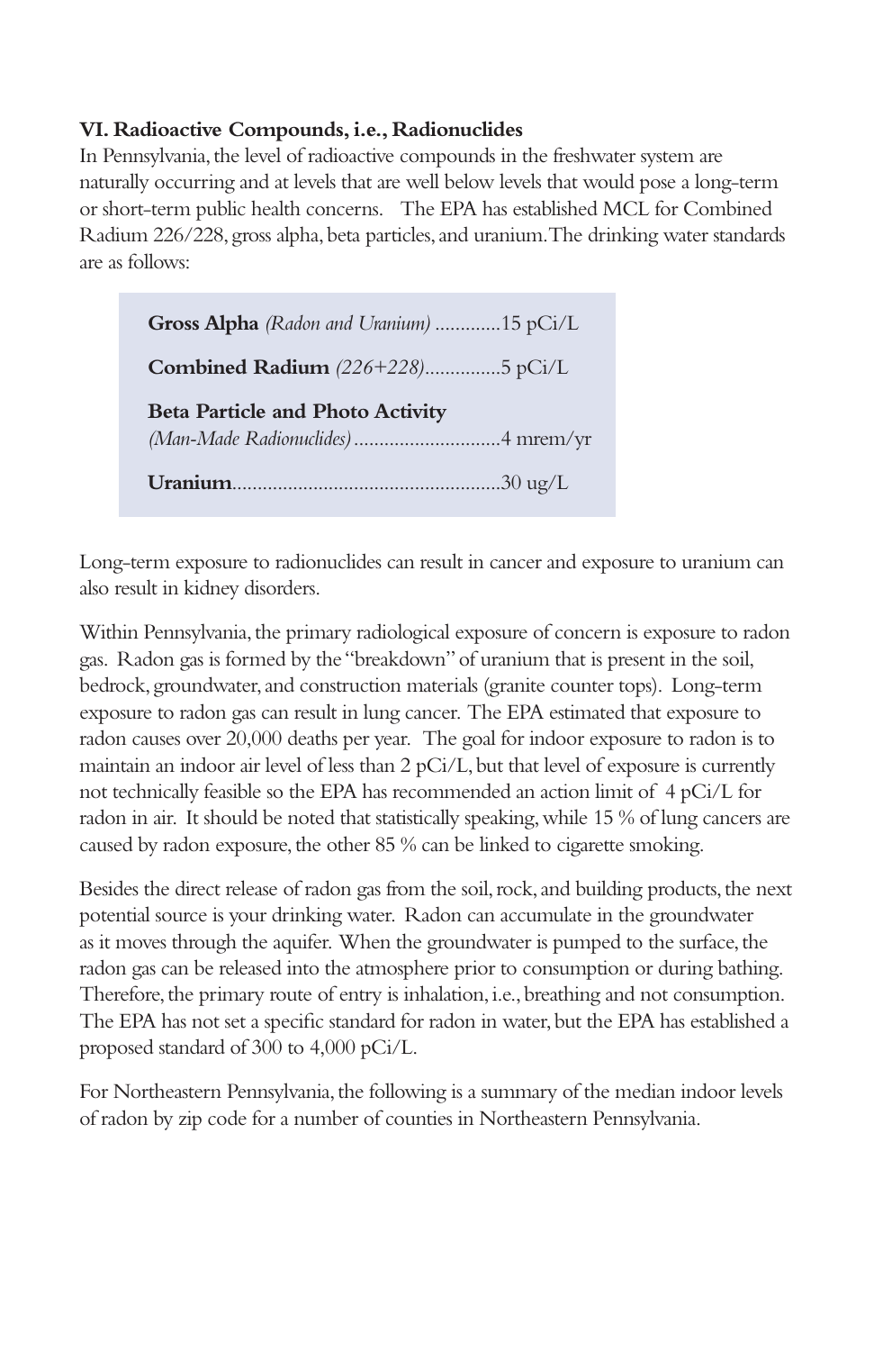**VI. Radioactive Compounds, i.e., Radionuclides**

In Pennsylvania, the level of radioactive compounds in the freshwater system are naturally occurring and at levels that are well below levels that would pose a long-term or short-term public health concerns. The EPA has established MCL for Combined Radium 226/228, gross alpha, beta particles, and uranium. The drinking water standards are as follows:

**Gross Alpha** *(Radon and Uranium)* .............15 pCi/L

**Combined Radium** *(226+228)*...............5 pCi/L

**Beta Particle and Photo Activity**
*(Man-Made Radionuclides)*.............................4 mrem/yr

**Uranium**....................................................30 ug/L

Long-term exposure to radionuclides can result in cancer and exposure to uranium can also result in kidney disorders.

Within Pennsylvania, the primary radiological exposure of concern is exposure to radon gas. Radon gas is formed by the "breakdown" of uranium that is present in the soil, bedrock, groundwater, and construction materials (granite counter tops). Long-term exposure to radon gas can result in lung cancer. The EPA estimated that exposure to radon causes over 20,000 deaths per year. The goal for indoor exposure to radon is to maintain an indoor air level of less than 2 pCi/L, but that level of exposure is currently not technically feasible so the EPA has recommended an action limit of 4 pCi/L for radon in air. It should be noted that statistically speaking, while 15 % of lung cancers are caused by radon exposure, the other 85 % can be linked to cigarette smoking.

Besides the direct release of radon gas from the soil, rock, and building products, the next potential source is your drinking water. Radon can accumulate in the groundwater as it moves through the aquifer. When the groundwater is pumped to the surface, the radon gas can be released into the atmosphere prior to consumption or during bathing. Therefore, the primary route of entry is inhalation, i.e., breathing and not consumption. The EPA has not set a specific standard for radon in water, but the EPA has established a proposed standard of 300 to 4,000 pCi/L.

For Northeastern Pennsylvania, the following is a summary of the median indoor levels of radon by zip code for a number of counties in Northeastern Pennsylvania.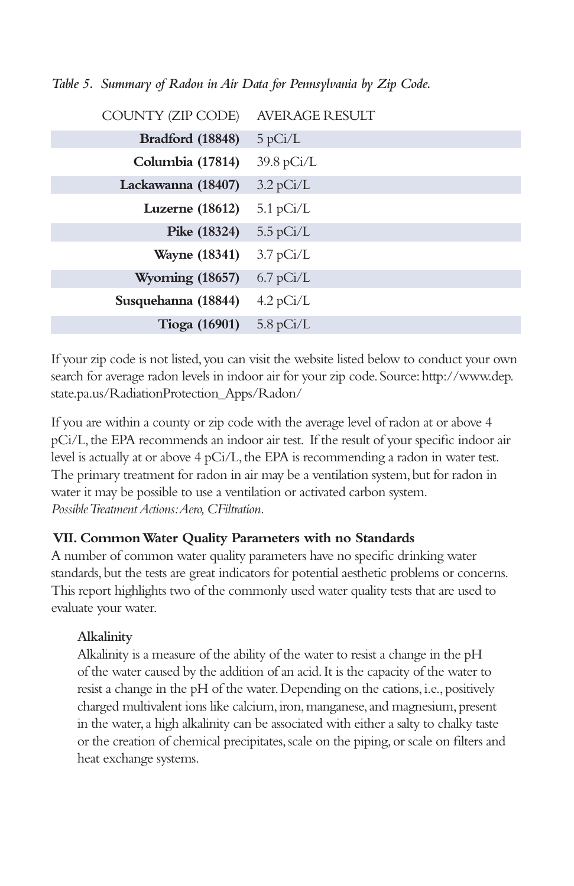*Table 5. Summary of Radon in Air Data for Pennsylvania by Zip Code.*

| COUNTY (ZIP CODE) | AVERAGE RESULT |
|---|---|
| **Bradford (18848)** | 5 pCi/L |
| **Columbia (17814)** | 39.8 pCi/L |
| **Lackawanna (18407)** | 3.2 pCi/L |
| **Luzerne (18612)** | 5.1 pCi/L |
| **Pike (18324)** | 5.5 pCi/L |
| **Wayne (18341)** | 3.7 pCi/L |
| **Wyoming (18657)** | 6.7 pCi/L |
| **Susquehanna (18844)** | 4.2 pCi/L |
| **Tioga (16901)** | 5.8 pCi/L |

If your zip code is not listed, you can visit the website listed below to conduct your own search for average radon levels in indoor air for your zip code. Source: http://www.dep.state.pa.us/RadiationProtection_Apps/Radon/

If you are within a county or zip code with the average level of radon at or above 4 pCi/L, the EPA recommends an indoor air test. If the result of your specific indoor air level is actually at or above 4 pCi/L, the EPA is recommending a radon in water test. The primary treatment for radon in air may be a ventilation system, but for radon in water it may be possible to use a ventilation or activated carbon system.
*Possible Treatment Actions: Aero, CFiltration.*

### VII. Common Water Quality Parameters with no Standards

A number of common water quality parameters have no specific drinking water standards, but the tests are great indicators for potential aesthetic problems or concerns. This report highlights two of the commonly used water quality tests that are used to evaluate your water.

#### Alkalinity

Alkalinity is a measure of the ability of the water to resist a change in the pH of the water caused by the addition of an acid. It is the capacity of the water to resist a change in the pH of the water. Depending on the cations, i.e., positively charged multivalent ions like calcium, iron, manganese, and magnesium, present in the water, a high alkalinity can be associated with either a salty to chalky taste or the creation of chemical precipitates, scale on the piping, or scale on filters and heat exchange systems.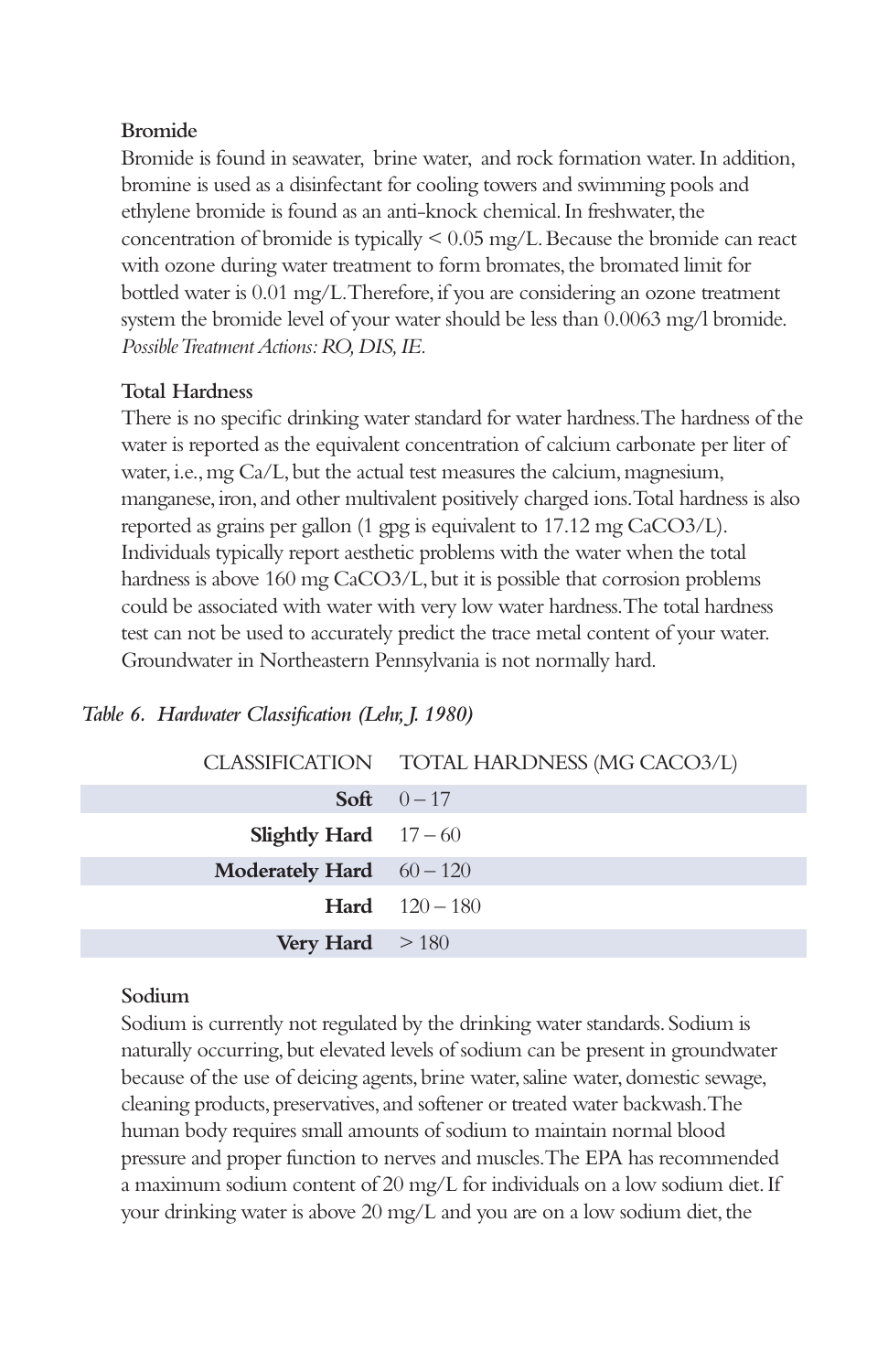### Bromide

Bromide is found in seawater, brine water, and rock formation water. In addition, bromine is used as a disinfectant for cooling towers and swimming pools and ethylene bromide is found as an anti-knock chemical. In freshwater, the concentration of bromide is typically < 0.05 mg/L. Because the bromide can react with ozone during water treatment to form bromates, the bromated limit for bottled water is 0.01 mg/L. Therefore, if you are considering an ozone treatment system the bromide level of your water should be less than 0.0063 mg/l bromide. *Possible Treatment Actions: RO, DIS, IE.*

### Total Hardness

There is no specific drinking water standard for water hardness. The hardness of the water is reported as the equivalent concentration of calcium carbonate per liter of water, i.e., mg Ca/L, but the actual test measures the calcium, magnesium, manganese, iron, and other multivalent positively charged ions. Total hardness is also reported as grains per gallon (1 gpg is equivalent to 17.12 mg $CaCO_3$/L). Individuals typically report aesthetic problems with the water when the total hardness is above 160 mg $CaCO_3$/L, but it is possible that corrosion problems could be associated with water with very low water hardness. The total hardness test can not be used to accurately predict the trace metal content of your water. Groundwater in Northeastern Pennsylvania is not normally hard.

*Table 6. Hardwater Classification (Lehr, J. 1980)*

| CLASSIFICATION | TOTAL HARDNESS (MG $CACO_3$/L) |
|---|---|
| **Soft** | 0 – 17 |
| **Slightly Hard** | 17 – 60 |
| **Moderately Hard** | 60 – 120 |
| **Hard** | 120 – 180 |
| **Very Hard** | > 180 |

### Sodium

Sodium is currently not regulated by the drinking water standards. Sodium is naturally occurring, but elevated levels of sodium can be present in groundwater because of the use of deicing agents, brine water, saline water, domestic sewage, cleaning products, preservatives, and softener or treated water backwash. The human body requires small amounts of sodium to maintain normal blood pressure and proper function to nerves and muscles. The EPA has recommended a maximum sodium content of 20 mg/L for individuals on a low sodium diet. If your drinking water is above 20 mg/L and you are on a low sodium diet, the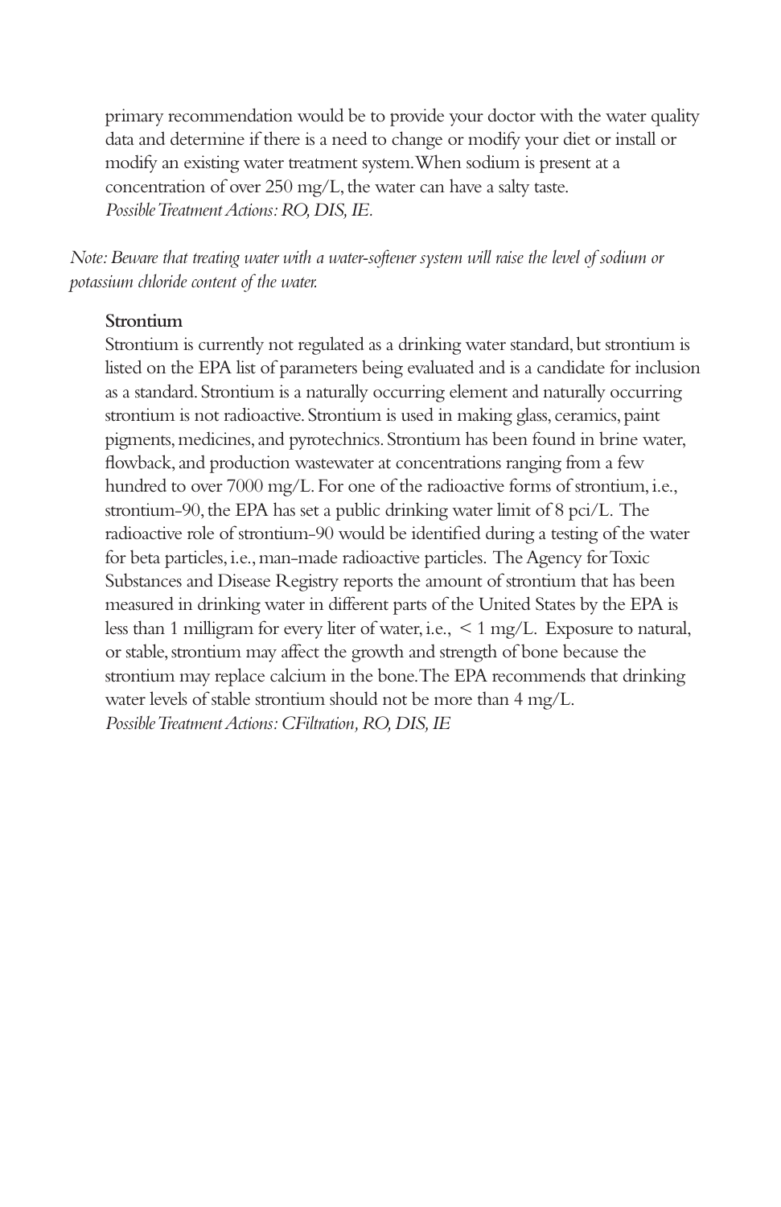primary recommendation would be to provide your doctor with the water quality data and determine if there is a need to change or modify your diet or install or modify an existing water treatment system. When sodium is present at a concentration of over 250 mg/L, the water can have a salty taste.
*Possible Treatment Actions: RO, DIS, IE.*

*Note: Beware that treating water with a water-softener system will raise the level of sodium or potassium chloride content of the water.*

**Strontium**

Strontium is currently not regulated as a drinking water standard, but strontium is listed on the EPA list of parameters being evaluated and is a candidate for inclusion as a standard. Strontium is a naturally occurring element and naturally occurring strontium is not radioactive. Strontium is used in making glass, ceramics, paint pigments, medicines, and pyrotechnics. Strontium has been found in brine water, flowback, and production wastewater at concentrations ranging from a few hundred to over 7000 mg/L. For one of the radioactive forms of strontium, i.e., strontium-90, the EPA has set a public drinking water limit of 8 pci/L. The radioactive role of strontium-90 would be identified during a testing of the water for beta particles, i.e., man-made radioactive particles. The Agency for Toxic Substances and Disease Registry reports the amount of strontium that has been measured in drinking water in different parts of the United States by the EPA is less than 1 milligram for every liter of water, i.e., < 1 mg/L. Exposure to natural, or stable, strontium may affect the growth and strength of bone because the strontium may replace calcium in the bone. The EPA recommends that drinking water levels of stable strontium should not be more than 4 mg/L.
*Possible Treatment Actions: CFiltration, RO, DIS, IE*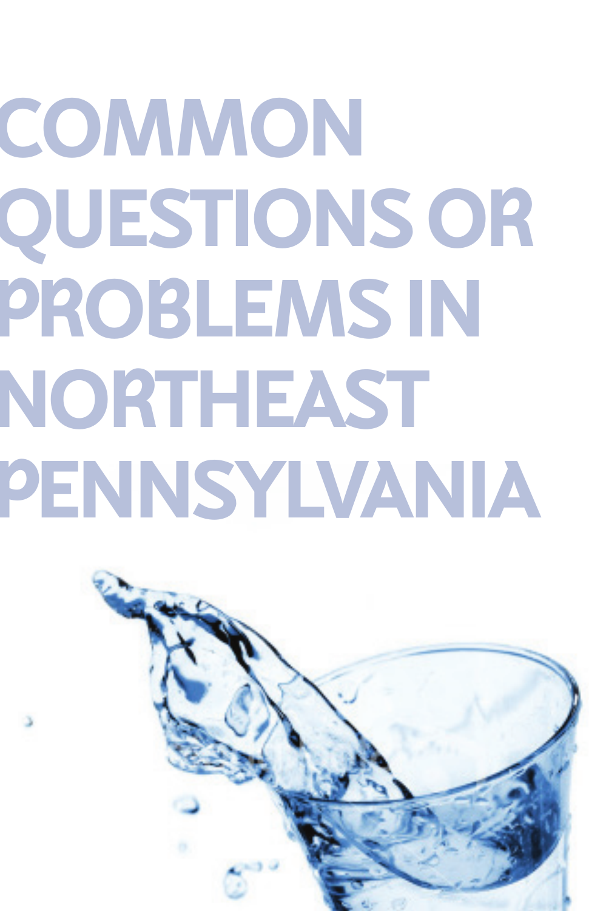# COMMON QUESTIONS OR PROBLEMS IN NORTHEAST PENNSYLVANIA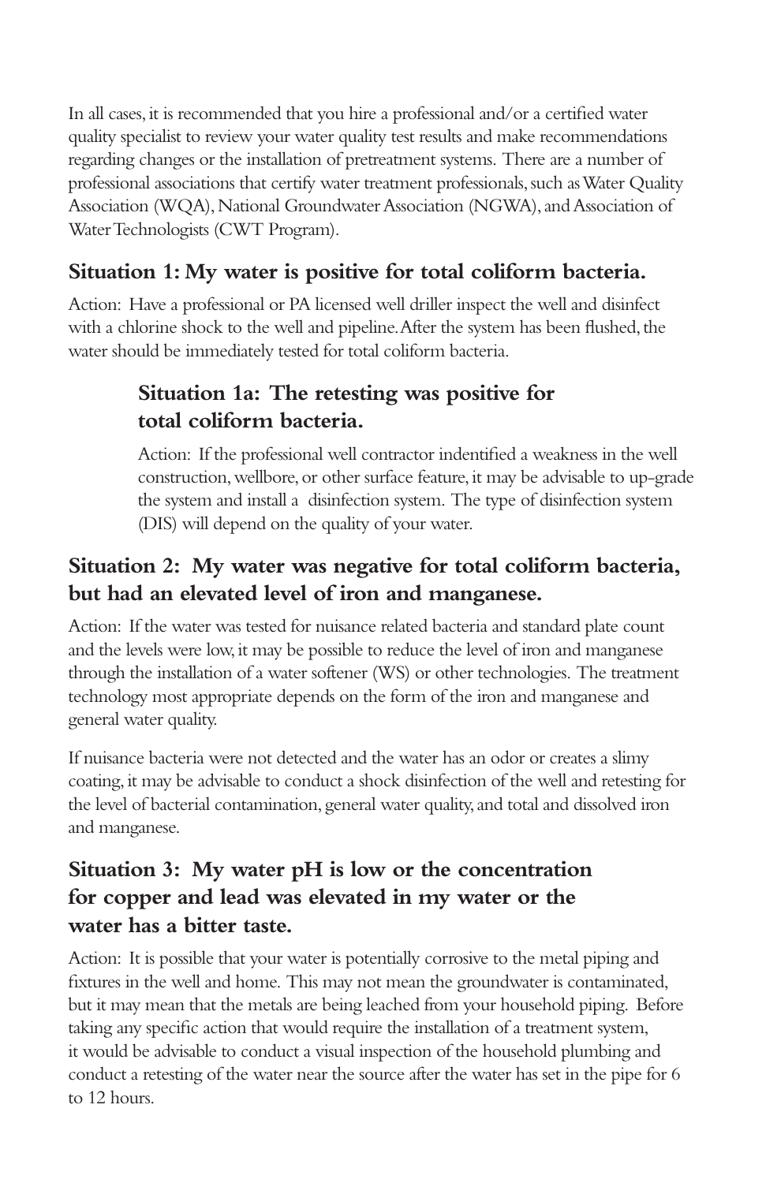In all cases, it is recommended that you hire a professional and/or a certified water quality specialist to review your water quality test results and make recommendations regarding changes or the installation of pretreatment systems. There are a number of professional associations that certify water treatment professionals, such as Water Quality Association (WQA), National Groundwater Association (NGWA), and Association of Water Technologists (CWT Program).

### Situation 1: My water is positive for total coliform bacteria.

Action: Have a professional or PA licensed well driller inspect the well and disinfect with a chlorine shock to the well and pipeline. After the system has been flushed, the water should be immediately tested for total coliform bacteria.

#### Situation 1a: The retesting was positive for total coliform bacteria.

Action: If the professional well contractor indentified a weakness in the well construction, wellbore, or other surface feature, it may be advisable to up-grade the system and install a disinfection system. The type of disinfection system (DIS) will depend on the quality of your water.

### Situation 2: My water was negative for total coliform bacteria, but had an elevated level of iron and manganese.

Action: If the water was tested for nuisance related bacteria and standard plate count and the levels were low, it may be possible to reduce the level of iron and manganese through the installation of a water softener (WS) or other technologies. The treatment technology most appropriate depends on the form of the iron and manganese and general water quality.

If nuisance bacteria were not detected and the water has an odor or creates a slimy coating, it may be advisable to conduct a shock disinfection of the well and retesting for the level of bacterial contamination, general water quality, and total and dissolved iron and manganese.

### Situation 3: My water pH is low or the concentration for copper and lead was elevated in my water or the water has a bitter taste.

Action: It is possible that your water is potentially corrosive to the metal piping and fixtures in the well and home. This may not mean the groundwater is contaminated, but it may mean that the metals are being leached from your household piping. Before taking any specific action that would require the installation of a treatment system, it would be advisable to conduct a visual inspection of the household plumbing and conduct a retesting of the water near the source after the water has set in the pipe for 6 to 12 hours.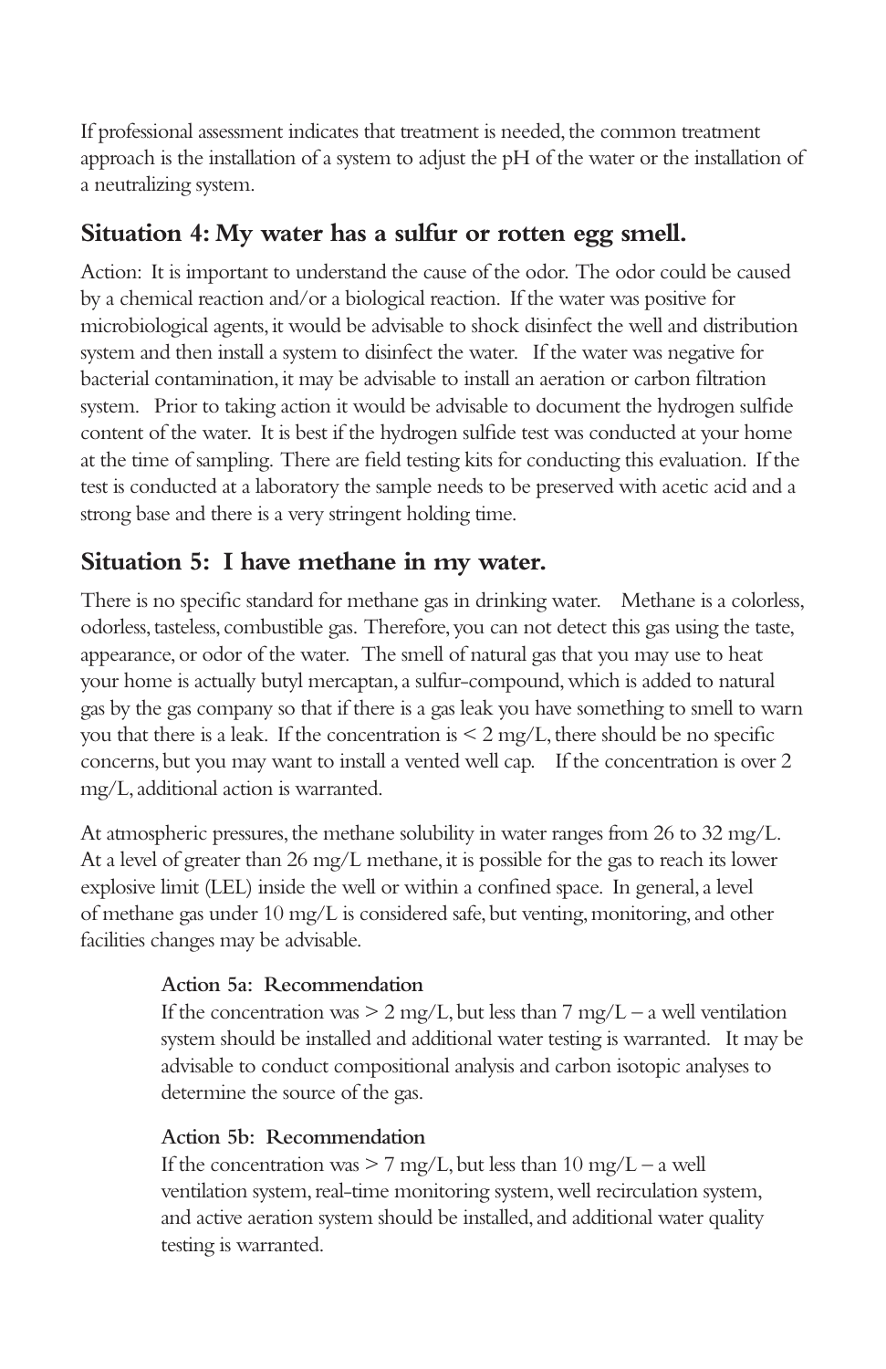If professional assessment indicates that treatment is needed, the common treatment approach is the installation of a system to adjust the pH of the water or the installation of a neutralizing system.

## Situation 4: My water has a sulfur or rotten egg smell.

Action: It is important to understand the cause of the odor. The odor could be caused by a chemical reaction and/or a biological reaction. If the water was positive for microbiological agents, it would be advisable to shock disinfect the well and distribution system and then install a system to disinfect the water. If the water was negative for bacterial contamination, it may be advisable to install an aeration or carbon filtration system. Prior to taking action it would be advisable to document the hydrogen sulfide content of the water. It is best if the hydrogen sulfide test was conducted at your home at the time of sampling. There are field testing kits for conducting this evaluation. If the test is conducted at a laboratory the sample needs to be preserved with acetic acid and a strong base and there is a very stringent holding time.

## Situation 5: I have methane in my water.

There is no specific standard for methane gas in drinking water. Methane is a colorless, odorless, tasteless, combustible gas. Therefore, you can not detect this gas using the taste, appearance, or odor of the water. The smell of natural gas that you may use to heat your home is actually butyl mercaptan, a sulfur-compound, which is added to natural gas by the gas company so that if there is a gas leak you have something to smell to warn you that there is a leak. If the concentration is < 2 mg/L, there should be no specific concerns, but you may want to install a vented well cap. If the concentration is over 2 mg/L, additional action is warranted.

At atmospheric pressures, the methane solubility in water ranges from 26 to 32 mg/L. At a level of greater than 26 mg/L methane, it is possible for the gas to reach its lower explosive limit (LEL) inside the well or within a confined space. In general, a level of methane gas under 10 mg/L is considered safe, but venting, monitoring, and other facilities changes may be advisable.

**Action 5a: Recommendation**
If the concentration was > 2 mg/L, but less than 7 mg/L – a well ventilation system should be installed and additional water testing is warranted. It may be advisable to conduct compositional analysis and carbon isotopic analyses to determine the source of the gas.

**Action 5b: Recommendation**
If the concentration was > 7 mg/L, but less than 10 mg/L – a well ventilation system, real-time monitoring system, well recirculation system, and active aeration system should be installed, and additional water quality testing is warranted.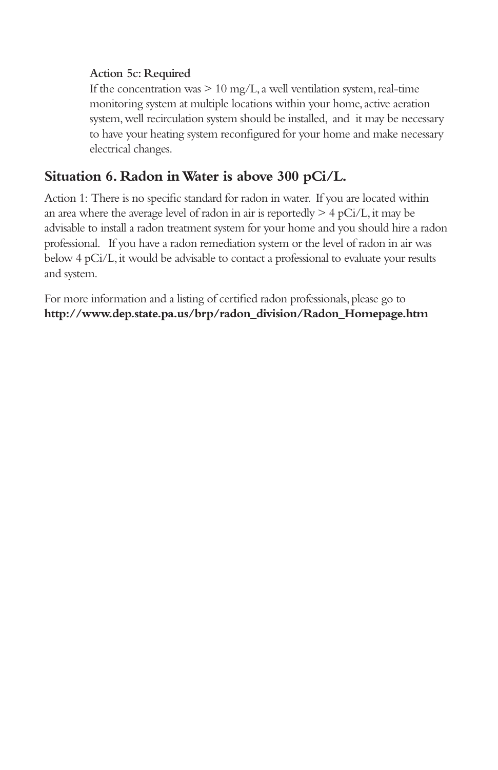**Action 5c: Required**

If the concentration was > 10 mg/L, a well ventilation system, real-time monitoring system at multiple locations within your home, active aeration system, well recirculation system should be installed, and it may be necessary to have your heating system reconfigured for your home and make necessary electrical changes.

## Situation 6. Radon in Water is above 300 pCi/L.

Action 1: There is no specific standard for radon in water. If you are located within an area where the average level of radon in air is reportedly > 4 pCi/L, it may be advisable to install a radon treatment system for your home and you should hire a radon professional. If you have a radon remediation system or the level of radon in air was below 4 pCi/L, it would be advisable to contact a professional to evaluate your results and system.

For more information and a listing of certified radon professionals, please go to **http://www.dep.state.pa.us/brp/radon_division/Radon_Homepage.htm**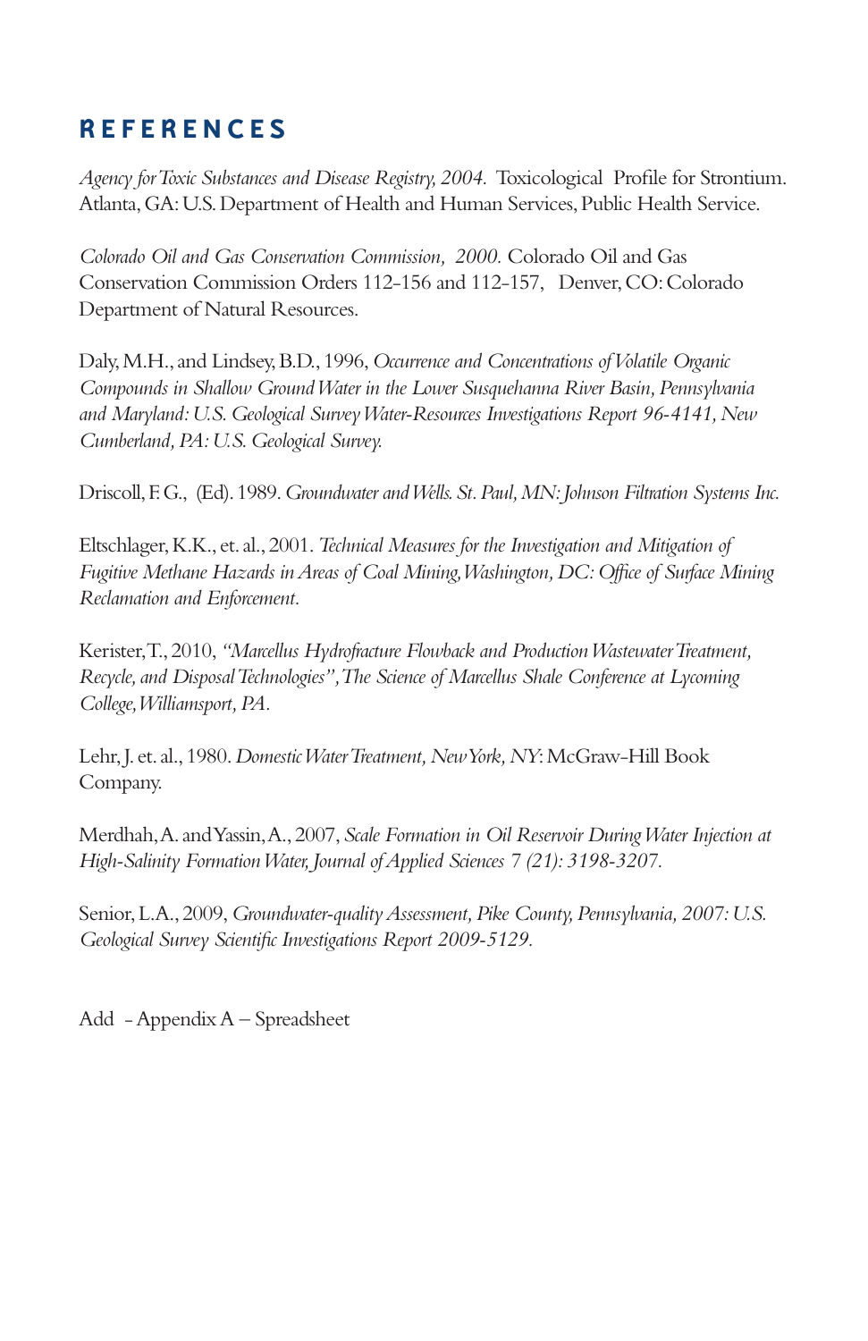# REFERENCES

*Agency for Toxic Substances and Disease Registry, 2004.* Toxicological Profile for Strontium. Atlanta, GA: U.S. Department of Health and Human Services, Public Health Service.

*Colorado Oil and Gas Conservation Commission, 2000.* Colorado Oil and Gas Conservation Commission Orders 112-156 and 112-157, Denver, CO: Colorado Department of Natural Resources.

Daly, M.H., and Lindsey, B.D., 1996, *Occurrence and Concentrations of Volatile Organic Compounds in Shallow Ground Water in the Lower Susquehanna River Basin, Pennsylvania and Maryland: U.S. Geological Survey Water-Resources Investigations Report 96-4141, New Cumberland, PA: U.S. Geological Survey.*

Driscoll, F. G., (Ed). 1989. *Groundwater and Wells. St. Paul, MN: Johnson Filtration Systems Inc.*

Eltschlager, K.K., et. al., 2001. *Technical Measures for the Investigation and Mitigation of Fugitive Methane Hazards in Areas of Coal Mining, Washington, DC: Office of Surface Mining Reclamation and Enforcement.*

Kerister, T., 2010, *"Marcellus Hydrofracture Flowback and Production Wastewater Treatment, Recycle, and Disposal Technologies", The Science of Marcellus Shale Conference at Lycoming College, Williamsport, PA.*

Lehr, J. et. al., 1980. *Domestic Water Treatment, New York, NY*: McGraw-Hill Book Company.

Merdhah, A. and Yassin, A., 2007, *Scale Formation in Oil Reservoir During Water Injection at High-Salinity Formation Water, Journal of Applied Sciences* 7 *(21): 3198-3207.*

Senior, L.A., 2009, *Groundwater-quality Assessment, Pike County, Pennsylvania, 2007: U.S. Geological Survey Scientific Investigations Report 2009-5129.*

Add - Appendix A – Spreadsheet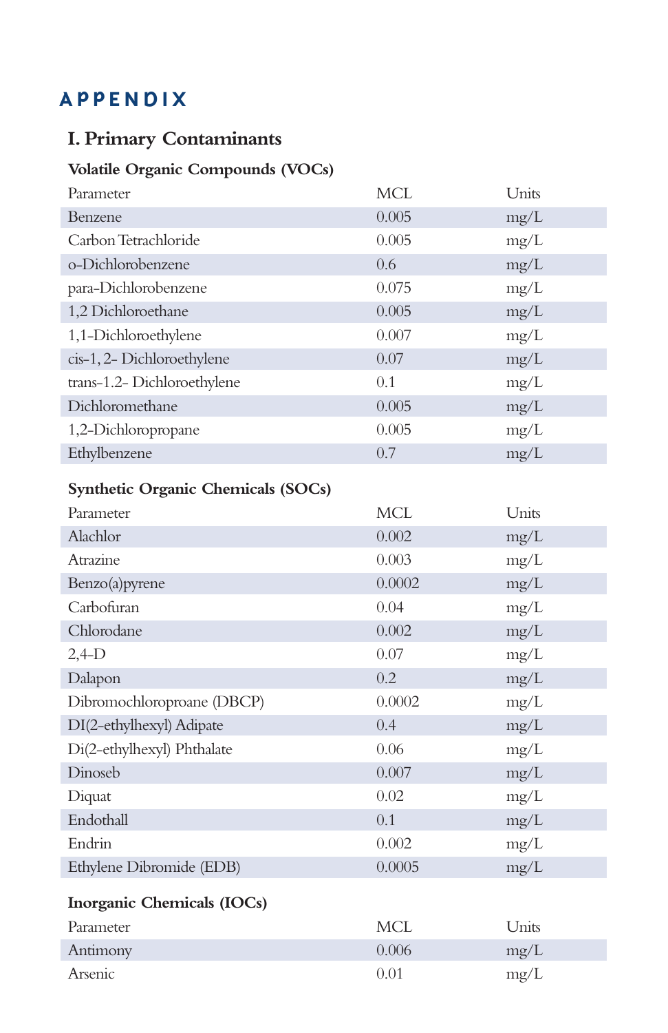# APPENDIX

## I. Primary Contaminants

### Volatile Organic Compounds (VOCs)

| Parameter | MCL | Units |
|---|---|---|
| Benzene | 0.005 | mg/L |
| Carbon Tetrachloride | 0.005 | mg/L |
| o-Dichlorobenzene | 0.6 | mg/L |
| para-Dichlorobenzene | 0.075 | mg/L |
| 1,2 Dichloroethane | 0.005 | mg/L |
| 1,1-Dichloroethylene | 0.007 | mg/L |
| cis-1, 2- Dichloroethylene | 0.07 | mg/L |
| trans-1.2- Dichloroethylene | 0.1 | mg/L |
| Dichloromethane | 0.005 | mg/L |
| 1,2-Dichloropropane | 0.005 | mg/L |
| Ethylbenzene | 0.7 | mg/L |

### Synthetic Organic Chemicals (SOCs)

| Parameter | MCL | Units |
|---|---|---|
| Alachlor | 0.002 | mg/L |
| Atrazine | 0.003 | mg/L |
| Benzo(a)pyrene | 0.0002 | mg/L |
| Carbofuran | 0.04 | mg/L |
| Chlorodane | 0.002 | mg/L |
| 2,4-D | 0.07 | mg/L |
| Dalapon | 0.2 | mg/L |
| Dibromochloroproane (DBCP) | 0.0002 | mg/L |
| DI(2-ethylhexyl) Adipate | 0.4 | mg/L |
| Di(2-ethylhexyl) Phthalate | 0.06 | mg/L |
| Dinoseb | 0.007 | mg/L |
| Diquat | 0.02 | mg/L |
| Endothall | 0.1 | mg/L |
| Endrin | 0.002 | mg/L |
| Ethylene Dibromide (EDB) | 0.0005 | mg/L |

### Inorganic Chemicals (IOCs)

| Parameter | MCL | Units |
|---|---|---|
| Antimony | 0.006 | mg/L |
| Arsenic | 0.01 | mg/L |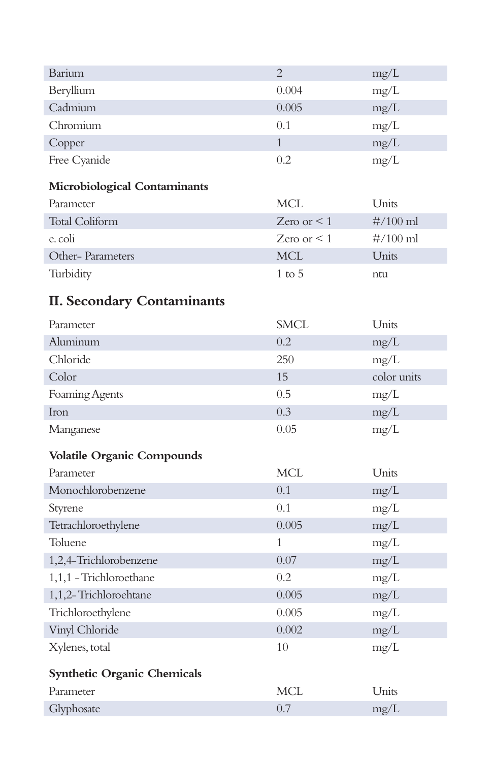| | | |
|---|---|---|
| Barium | 2 | mg/L |
| Beryllium | 0.004 | mg/L |
| Cadmium | 0.005 | mg/L |
| Chromium | 0.1 | mg/L |
| Copper | 1 | mg/L |
| Free Cyanide | 0.2 | mg/L |

**Microbiological Contaminants**

| Parameter | MCL | Units |
|---|---|---|
| Total Coliform | Zero or < 1 | #/100 ml |
| e. coli | Zero or < 1 | #/100 ml |
| Other- Parameters | MCL | Units |
| Turbidity | 1 to 5 | ntu |

## II. Secondary Contaminants

| Parameter | SMCL | Units |
|---|---|---|
| Aluminum | 0.2 | mg/L |
| Chloride | 250 | mg/L |
| Color | 15 | color units |
| Foaming Agents | 0.5 | mg/L |
| Iron | 0.3 | mg/L |
| Manganese | 0.05 | mg/L |

**Volatile Organic Compounds**

| Parameter | MCL | Units |
|---|---|---|
| Monochlorobenzene | 0.1 | mg/L |
| Styrene | 0.1 | mg/L |
| Tetrachloroethylene | 0.005 | mg/L |
| Toluene | 1 | mg/L |
| 1,2,4-Trichlorobenzene | 0.07 | mg/L |
| 1,1,1 - Trichloroethane | 0.2 | mg/L |
| 1,1,2- Trichloroehtane | 0.005 | mg/L |
| Trichloroethylene | 0.005 | mg/L |
| Vinyl Chloride | 0.002 | mg/L |
| Xylenes, total | 10 | mg/L |

**Synthetic Organic Chemicals**

| Parameter | MCL | Units |
|---|---|---|
| Glyphosate | 0.7 | mg/L |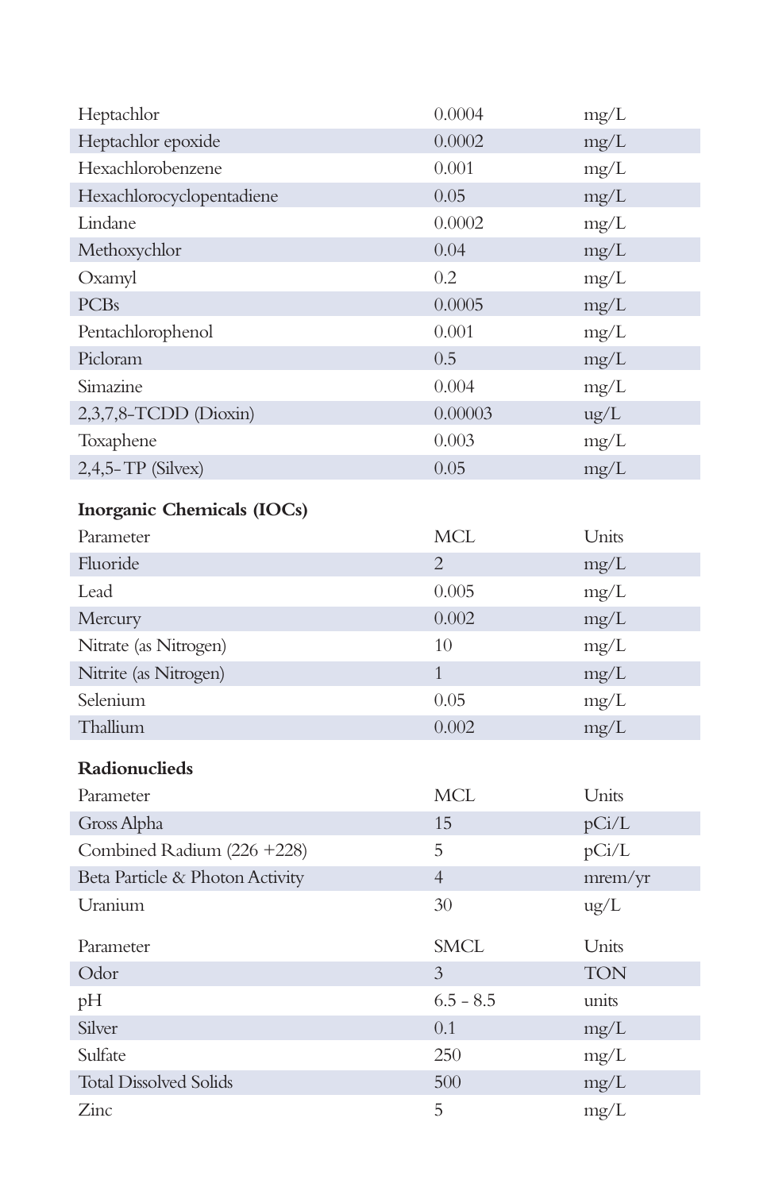| | | |
|---|---|---|
| Heptachlor | 0.0004 | mg/L |
| Heptachlor epoxide | 0.0002 | mg/L |
| Hexachlorobenzene | 0.001 | mg/L |
| Hexachlorocyclopentadiene | 0.05 | mg/L |
| Lindane | 0.0002 | mg/L |
| Methoxychlor | 0.04 | mg/L |
| Oxamyl | 0.2 | mg/L |
| PCBs | 0.0005 | mg/L |
| Pentachlorophenol | 0.001 | mg/L |
| Picloram | 0.5 | mg/L |
| Simazine | 0.004 | mg/L |
| 2,3,7,8-TCDD (Dioxin) | 0.00003 | ug/L |
| Toxaphene | 0.003 | mg/L |
| 2,4,5- TP (Silvex) | 0.05 | mg/L |

**Inorganic Chemicals (IOCs)**

| Parameter | MCL | Units |
|---|---|---|
| Fluoride | 2 | mg/L |
| Lead | 0.005 | mg/L |
| Mercury | 0.002 | mg/L |
| Nitrate (as Nitrogen) | 10 | mg/L |
| Nitrite (as Nitrogen) | 1 | mg/L |
| Selenium | 0.05 | mg/L |
| Thallium | 0.002 | mg/L |

**Radionuclieds**

| Parameter | MCL | Units |
|---|---|---|
| Gross Alpha | 15 | pCi/L |
| Combined Radium (226 +228) | 5 | pCi/L |
| Beta Particle & Photon Activity | 4 | mrem/yr |
| Uranium | 30 | ug/L |

| Parameter | SMCL | Units |
|---|---|---|
| Odor | 3 | TON |
| pH | 6.5 - 8.5 | units |
| Silver | 0.1 | mg/L |
| Sulfate | 250 | mg/L |
| Total Dissolved Solids | 500 | mg/L |
| Zinc | 5 | mg/L |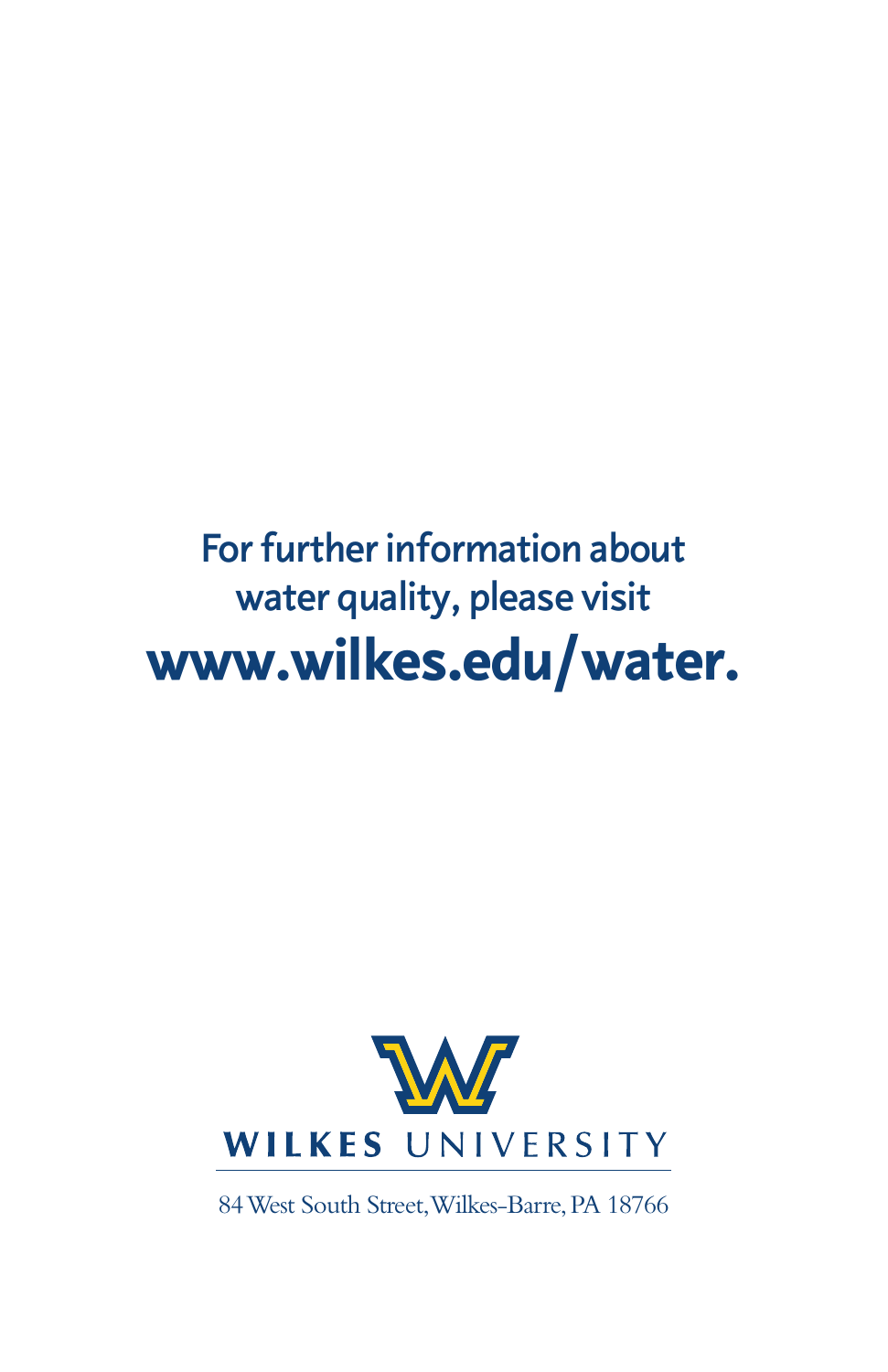For further information about water quality, please visit **www.wilkes.edu/water.**

WILKES UNIVERSITY

84 West South Street, Wilkes-Barre, PA 18766